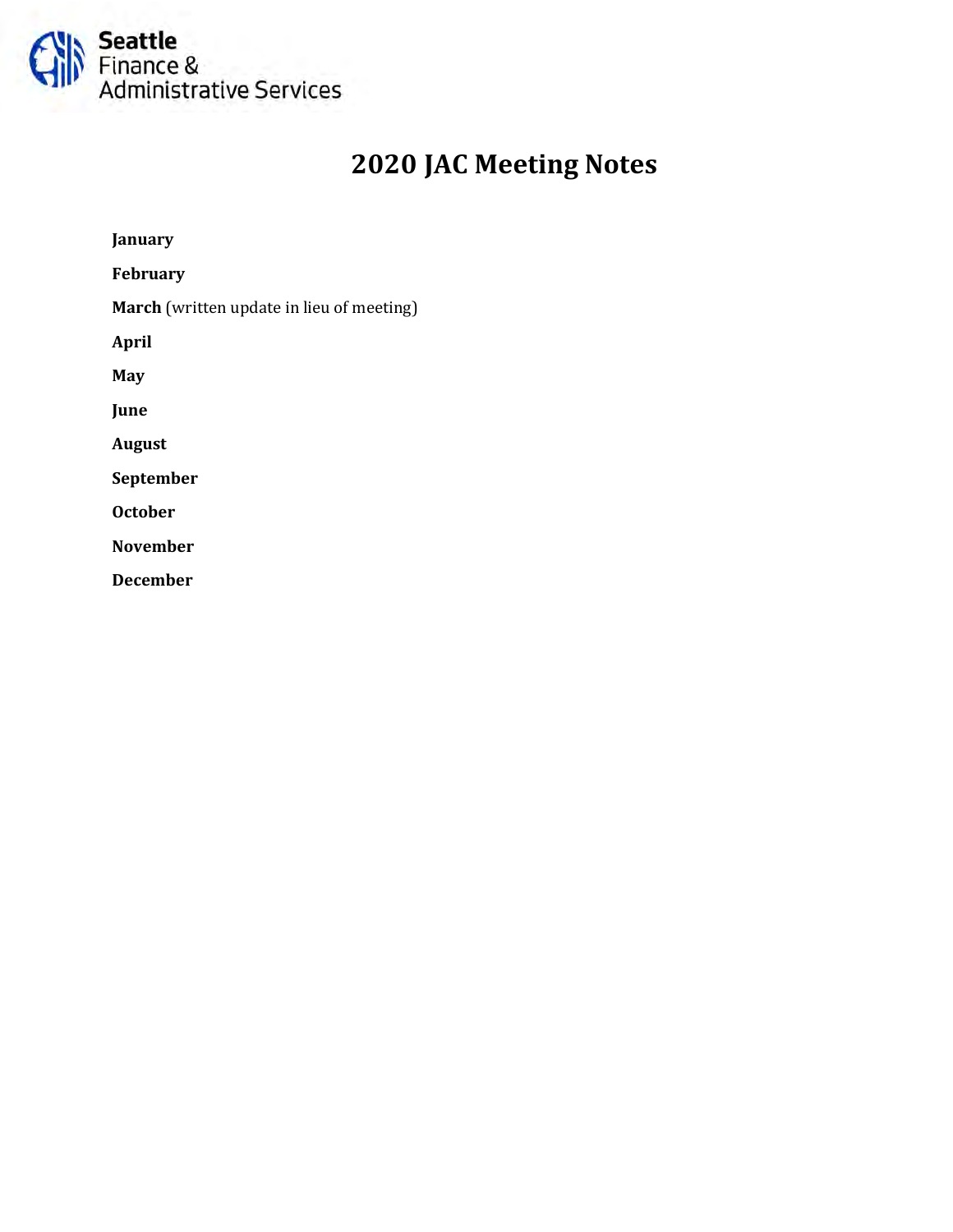Seattle
Finance &
Administrative Services

# 2020 JAC Meeting Notes

**January**

**February**

**March** (written update in lieu of meeting)

**April**

**May**

**June**

**August**

**September**

**October**

**November**

**December**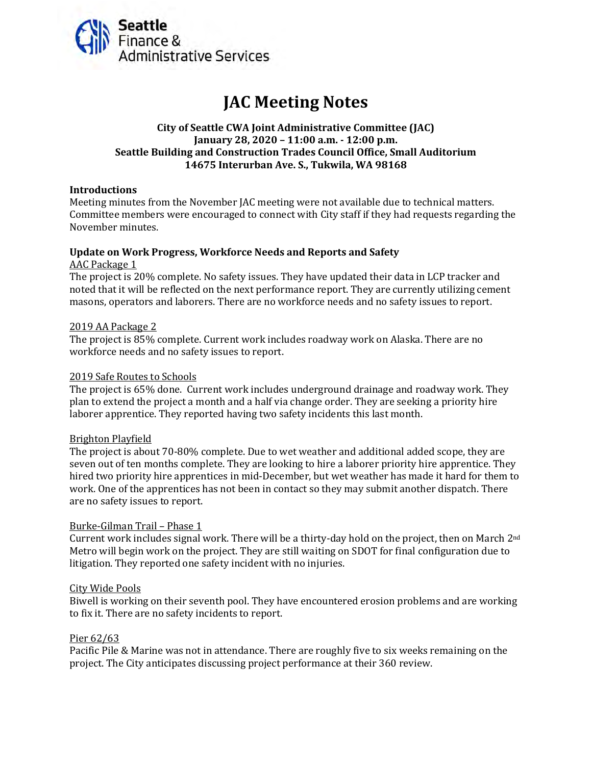# JAC Meeting Notes

**City of Seattle CWA Joint Administrative Committee (JAC)**
**January 28, 2020 – 11:00 a.m. - 12:00 p.m.**
**Seattle Building and Construction Trades Council Office, Small Auditorium**
**14675 Interurban Ave. S., Tukwila, WA 98168**

## Introductions

Meeting minutes from the November JAC meeting were not available due to technical matters. Committee members were encouraged to connect with City staff if they had requests regarding the November minutes.

## Update on Work Progress, Workforce Needs and Reports and Safety

AAC Package 1

The project is 20% complete. No safety issues. They have updated their data in LCP tracker and noted that it will be reflected on the next performance report. They are currently utilizing cement masons, operators and laborers. There are no workforce needs and no safety issues to report.

2019 AA Package 2

The project is 85% complete. Current work includes roadway work on Alaska. There are no workforce needs and no safety issues to report.

2019 Safe Routes to Schools

The project is 65% done. Current work includes underground drainage and roadway work. They plan to extend the project a month and a half via change order. They are seeking a priority hire laborer apprentice. They reported having two safety incidents this last month.

Brighton Playfield

The project is about 70-80% complete. Due to wet weather and additional added scope, they are seven out of ten months complete. They are looking to hire a laborer priority hire apprentice. They hired two priority hire apprentices in mid-December, but wet weather has made it hard for them to work. One of the apprentices has not been in contact so they may submit another dispatch. There are no safety issues to report.

Burke-Gilman Trail – Phase 1

Current work includes signal work. There will be a thirty-day hold on the project, then on March 2nd Metro will begin work on the project. They are still waiting on SDOT for final configuration due to litigation. They reported one safety incident with no injuries.

City Wide Pools

Biwell is working on their seventh pool. They have encountered erosion problems and are working to fix it. There are no safety incidents to report.

Pier 62/63

Pacific Pile & Marine was not in attendance. There are roughly five to six weeks remaining on the project. The City anticipates discussing project performance at their 360 review.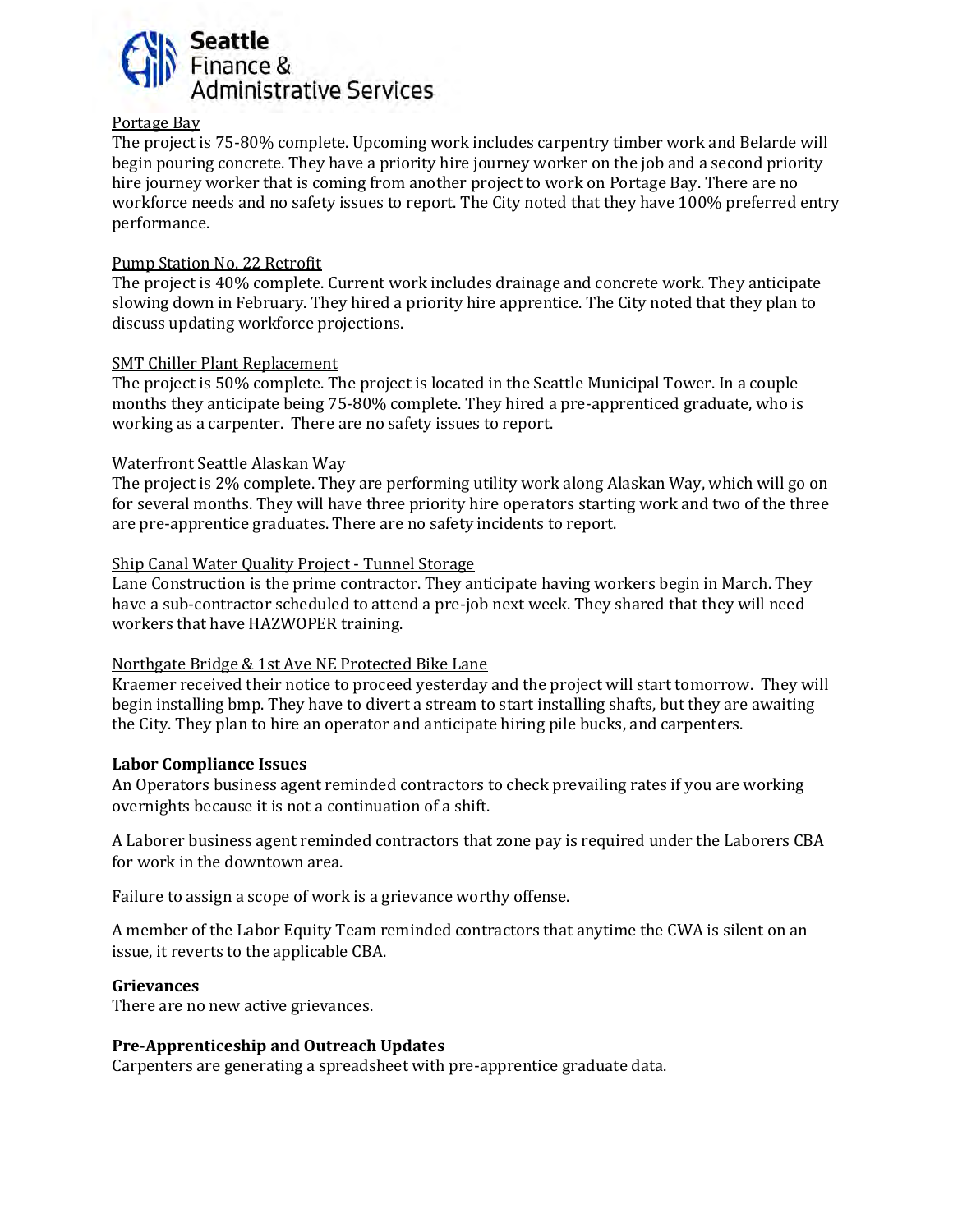Portage Bay
The project is 75-80% complete. Upcoming work includes carpentry timber work and Belarde will begin pouring concrete. They have a priority hire journey worker on the job and a second priority hire journey worker that is coming from another project to work on Portage Bay. There are no workforce needs and no safety issues to report. The City noted that they have 100% preferred entry performance.

Pump Station No. 22 Retrofit
The project is 40% complete. Current work includes drainage and concrete work. They anticipate slowing down in February. They hired a priority hire apprentice. The City noted that they plan to discuss updating workforce projections.

SMT Chiller Plant Replacement
The project is 50% complete. The project is located in the Seattle Municipal Tower. In a couple months they anticipate being 75-80% complete. They hired a pre-apprenticed graduate, who is working as a carpenter. There are no safety issues to report.

Waterfront Seattle Alaskan Way
The project is 2% complete. They are performing utility work along Alaskan Way, which will go on for several months. They will have three priority hire operators starting work and two of the three are pre-apprentice graduates. There are no safety incidents to report.

Ship Canal Water Quality Project - Tunnel Storage
Lane Construction is the prime contractor. They anticipate having workers begin in March. They have a sub-contractor scheduled to attend a pre-job next week. They shared that they will need workers that have HAZWOPER training.

Northgate Bridge & 1st Ave NE Protected Bike Lane
Kraemer received their notice to proceed yesterday and the project will start tomorrow. They will begin installing bmp. They have to divert a stream to start installing shafts, but they are awaiting the City. They plan to hire an operator and anticipate hiring pile bucks, and carpenters.

**Labor Compliance Issues**

An Operators business agent reminded contractors to check prevailing rates if you are working overnights because it is not a continuation of a shift.

A Laborer business agent reminded contractors that zone pay is required under the Laborers CBA for work in the downtown area.

Failure to assign a scope of work is a grievance worthy offense.

A member of the Labor Equity Team reminded contractors that anytime the CWA is silent on an issue, it reverts to the applicable CBA.

**Grievances**

There are no new active grievances.

**Pre-Apprenticeship and Outreach Updates**

Carpenters are generating a spreadsheet with pre-apprentice graduate data.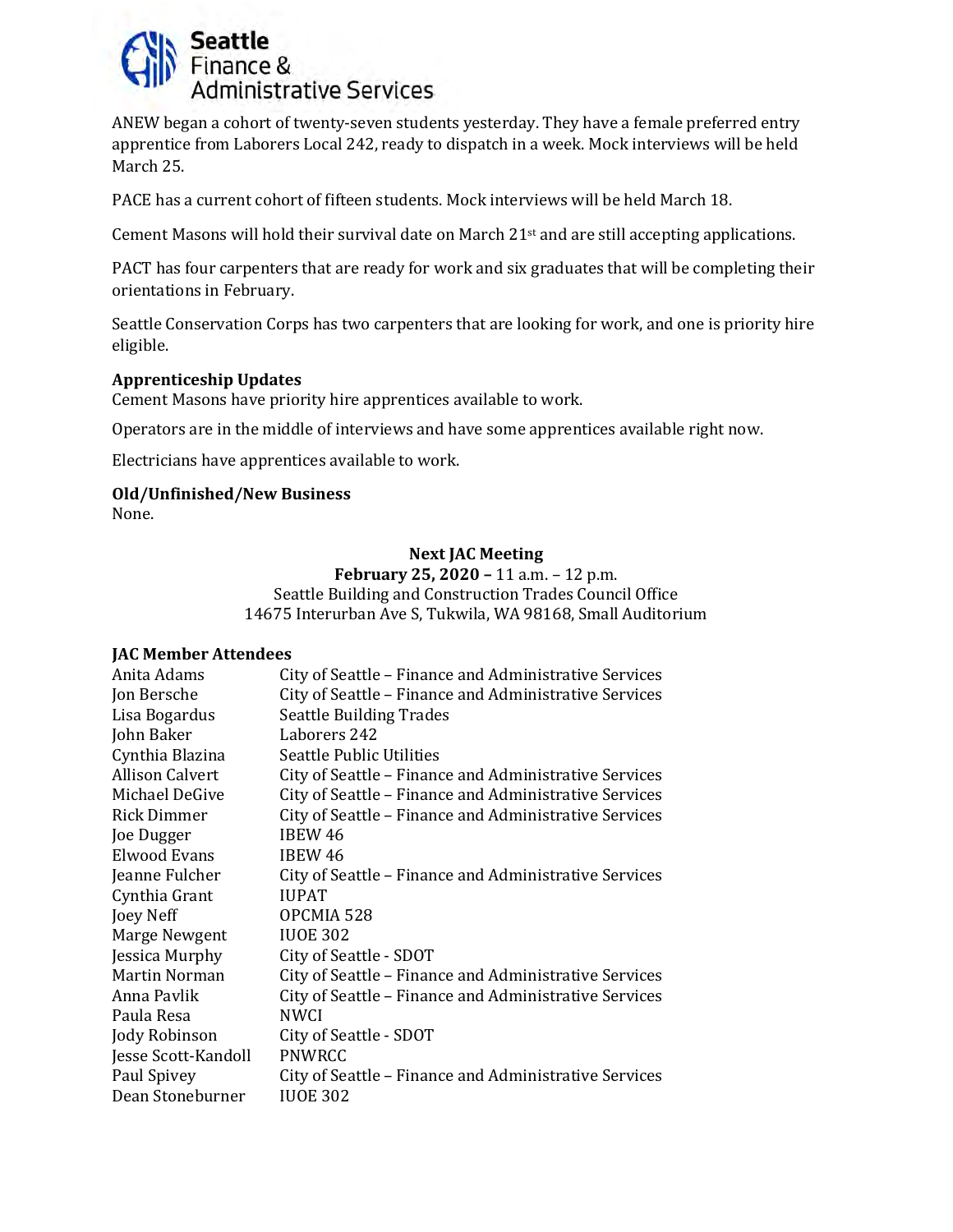ANEW began a cohort of twenty-seven students yesterday. They have a female preferred entry apprentice from Laborers Local 242, ready to dispatch in a week. Mock interviews will be held March 25.

PACE has a current cohort of fifteen students. Mock interviews will be held March 18.

Cement Masons will hold their survival date on March 21st and are still accepting applications.

PACT has four carpenters that are ready for work and six graduates that will be completing their orientations in February.

Seattle Conservation Corps has two carpenters that are looking for work, and one is priority hire eligible.

**Apprenticeship Updates**

Cement Masons have priority hire apprentices available to work.

Operators are in the middle of interviews and have some apprentices available right now.

Electricians have apprentices available to work.

**Old/Unfinished/New Business**

None.

**Next JAC Meeting**

**February 25, 2020 –** 11 a.m. – 12 p.m.

Seattle Building and Construction Trades Council Office

14675 Interurban Ave S, Tukwila, WA 98168, Small Auditorium

**JAC Member Attendees**

| | |
|---|---|
| Anita Adams | City of Seattle – Finance and Administrative Services |
| Jon Bersche | City of Seattle – Finance and Administrative Services |
| Lisa Bogardus | Seattle Building Trades |
| John Baker | Laborers 242 |
| Cynthia Blazina | Seattle Public Utilities |
| Allison Calvert | City of Seattle – Finance and Administrative Services |
| Michael DeGive | City of Seattle – Finance and Administrative Services |
| Rick Dimmer | City of Seattle – Finance and Administrative Services |
| Joe Dugger | IBEW 46 |
| Elwood Evans | IBEW 46 |
| Jeanne Fulcher | City of Seattle – Finance and Administrative Services |
| Cynthia Grant | IUPAT |
| Joey Neff | OPCMIA 528 |
| Marge Newgent | IUOE 302 |
| Jessica Murphy | City of Seattle - SDOT |
| Martin Norman | City of Seattle – Finance and Administrative Services |
| Anna Pavlik | City of Seattle – Finance and Administrative Services |
| Paula Resa | NWCI |
| Jody Robinson | City of Seattle - SDOT |
| Jesse Scott-Kandoll | PNWRCC |
| Paul Spivey | City of Seattle – Finance and Administrative Services |
| Dean Stoneburner | IUOE 302 |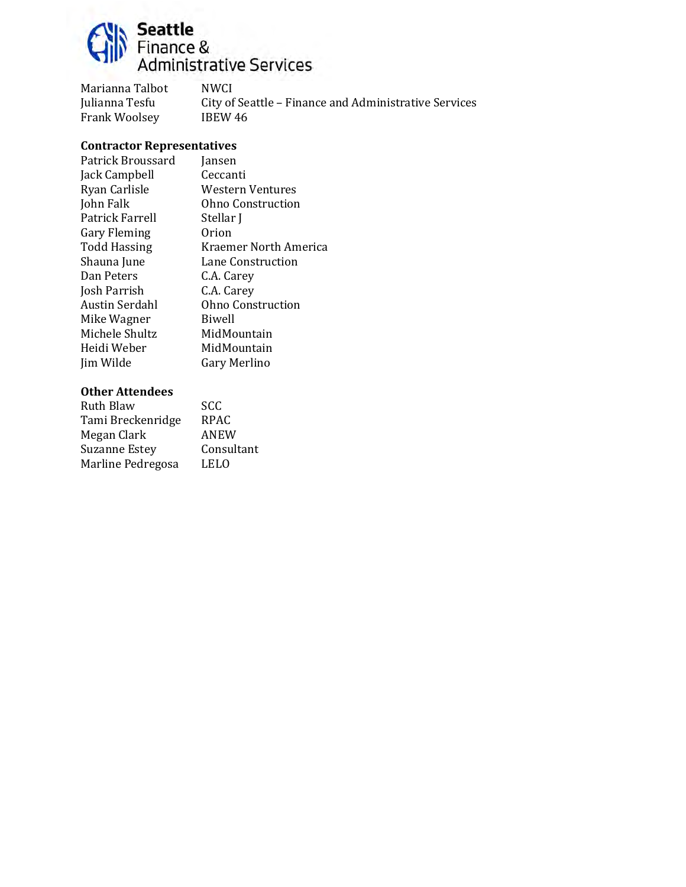| | |
|---|---|
| Marianna Talbot | NWCI |
| Julianna Tesfu | City of Seattle – Finance and Administrative Services |
| Frank Woolsey | IBEW 46 |

**Contractor Representatives**

| | |
|---|---|
| Patrick Broussard | Jansen |
| Jack Campbell | Ceccanti |
| Ryan Carlisle | Western Ventures |
| John Falk | Ohno Construction |
| Patrick Farrell | Stellar J |
| Gary Fleming | Orion |
| Todd Hassing | Kraemer North America |
| Shauna June | Lane Construction |
| Dan Peters | C.A. Carey |
| Josh Parrish | C.A. Carey |
| Austin Serdahl | Ohno Construction |
| Mike Wagner | Biwell |
| Michele Shultz | MidMountain |
| Heidi Weber | MidMountain |
| Jim Wilde | Gary Merlino |

**Other Attendees**

| | |
|---|---|
| Ruth Blaw | SCC |
| Tami Breckenridge | RPAC |
| Megan Clark | ANEW |
| Suzanne Estey | Consultant |
| Marline Pedregosa | LELO |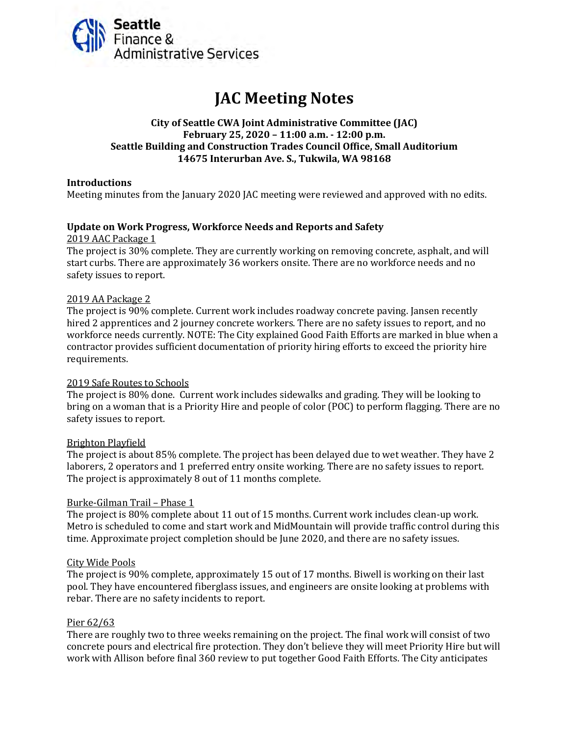# JAC Meeting Notes

**City of Seattle CWA Joint Administrative Committee (JAC)**
**February 25, 2020 – 11:00 a.m. - 12:00 p.m.**
**Seattle Building and Construction Trades Council Office, Small Auditorium**
**14675 Interurban Ave. S., Tukwila, WA 98168**

## Introductions

Meeting minutes from the January 2020 JAC meeting were reviewed and approved with no edits.

## Update on Work Progress, Workforce Needs and Reports and Safety

2019 AAC Package 1

The project is 30% complete. They are currently working on removing concrete, asphalt, and will start curbs. There are approximately 36 workers onsite. There are no workforce needs and no safety issues to report.

2019 AA Package 2

The project is 90% complete. Current work includes roadway concrete paving. Jansen recently hired 2 apprentices and 2 journey concrete workers. There are no safety issues to report, and no workforce needs currently. NOTE: The City explained Good Faith Efforts are marked in blue when a contractor provides sufficient documentation of priority hiring efforts to exceed the priority hire requirements.

2019 Safe Routes to Schools

The project is 80% done. Current work includes sidewalks and grading. They will be looking to bring on a woman that is a Priority Hire and people of color (POC) to perform flagging. There are no safety issues to report.

Brighton Playfield

The project is about 85% complete. The project has been delayed due to wet weather. They have 2 laborers, 2 operators and 1 preferred entry onsite working. There are no safety issues to report. The project is approximately 8 out of 11 months complete.

Burke-Gilman Trail – Phase 1

The project is 80% complete about 11 out of 15 months. Current work includes clean-up work. Metro is scheduled to come and start work and MidMountain will provide traffic control during this time. Approximate project completion should be June 2020, and there are no safety issues.

City Wide Pools

The project is 90% complete, approximately 15 out of 17 months. Biwell is working on their last pool. They have encountered fiberglass issues, and engineers are onsite looking at problems with rebar. There are no safety incidents to report.

Pier 62/63

There are roughly two to three weeks remaining on the project. The final work will consist of two concrete pours and electrical fire protection. They don't believe they will meet Priority Hire but will work with Allison before final 360 review to put together Good Faith Efforts. The City anticipates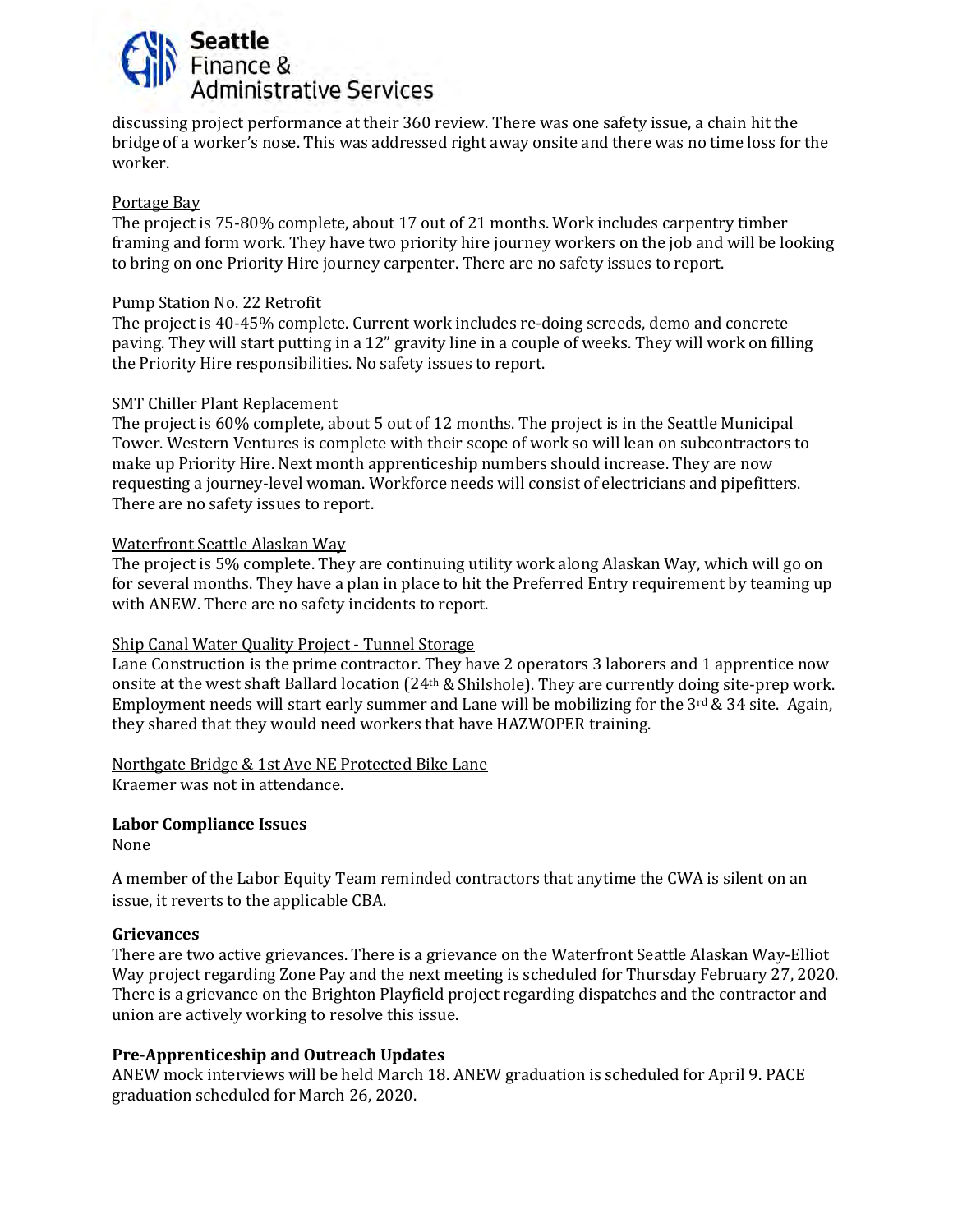discussing project performance at their 360 review. There was one safety issue, a chain hit the bridge of a worker's nose. This was addressed right away onsite and there was no time loss for the worker.

Portage Bay

The project is 75-80% complete, about 17 out of 21 months. Work includes carpentry timber framing and form work. They have two priority hire journey workers on the job and will be looking to bring on one Priority Hire journey carpenter. There are no safety issues to report.

Pump Station No. 22 Retrofit

The project is 40-45% complete. Current work includes re-doing screeds, demo and concrete paving. They will start putting in a 12" gravity line in a couple of weeks. They will work on filling the Priority Hire responsibilities. No safety issues to report.

SMT Chiller Plant Replacement

The project is 60% complete, about 5 out of 12 months. The project is in the Seattle Municipal Tower. Western Ventures is complete with their scope of work so will lean on subcontractors to make up Priority Hire. Next month apprenticeship numbers should increase. They are now requesting a journey-level woman. Workforce needs will consist of electricians and pipefitters. There are no safety issues to report.

Waterfront Seattle Alaskan Way

The project is 5% complete. They are continuing utility work along Alaskan Way, which will go on for several months. They have a plan in place to hit the Preferred Entry requirement by teaming up with ANEW. There are no safety incidents to report.

Ship Canal Water Quality Project - Tunnel Storage

Lane Construction is the prime contractor. They have 2 operators 3 laborers and 1 apprentice now onsite at the west shaft Ballard location (24th & Shilshole). They are currently doing site-prep work. Employment needs will start early summer and Lane will be mobilizing for the 3rd & 34 site. Again, they shared that they would need workers that have HAZWOPER training.

Northgate Bridge & 1st Ave NE Protected Bike Lane

Kraemer was not in attendance.

**Labor Compliance Issues**

None

A member of the Labor Equity Team reminded contractors that anytime the CWA is silent on an issue, it reverts to the applicable CBA.

**Grievances**

There are two active grievances. There is a grievance on the Waterfront Seattle Alaskan Way-Elliot Way project regarding Zone Pay and the next meeting is scheduled for Thursday February 27, 2020. There is a grievance on the Brighton Playfield project regarding dispatches and the contractor and union are actively working to resolve this issue.

**Pre-Apprenticeship and Outreach Updates**

ANEW mock interviews will be held March 18. ANEW graduation is scheduled for April 9. PACE graduation scheduled for March 26, 2020.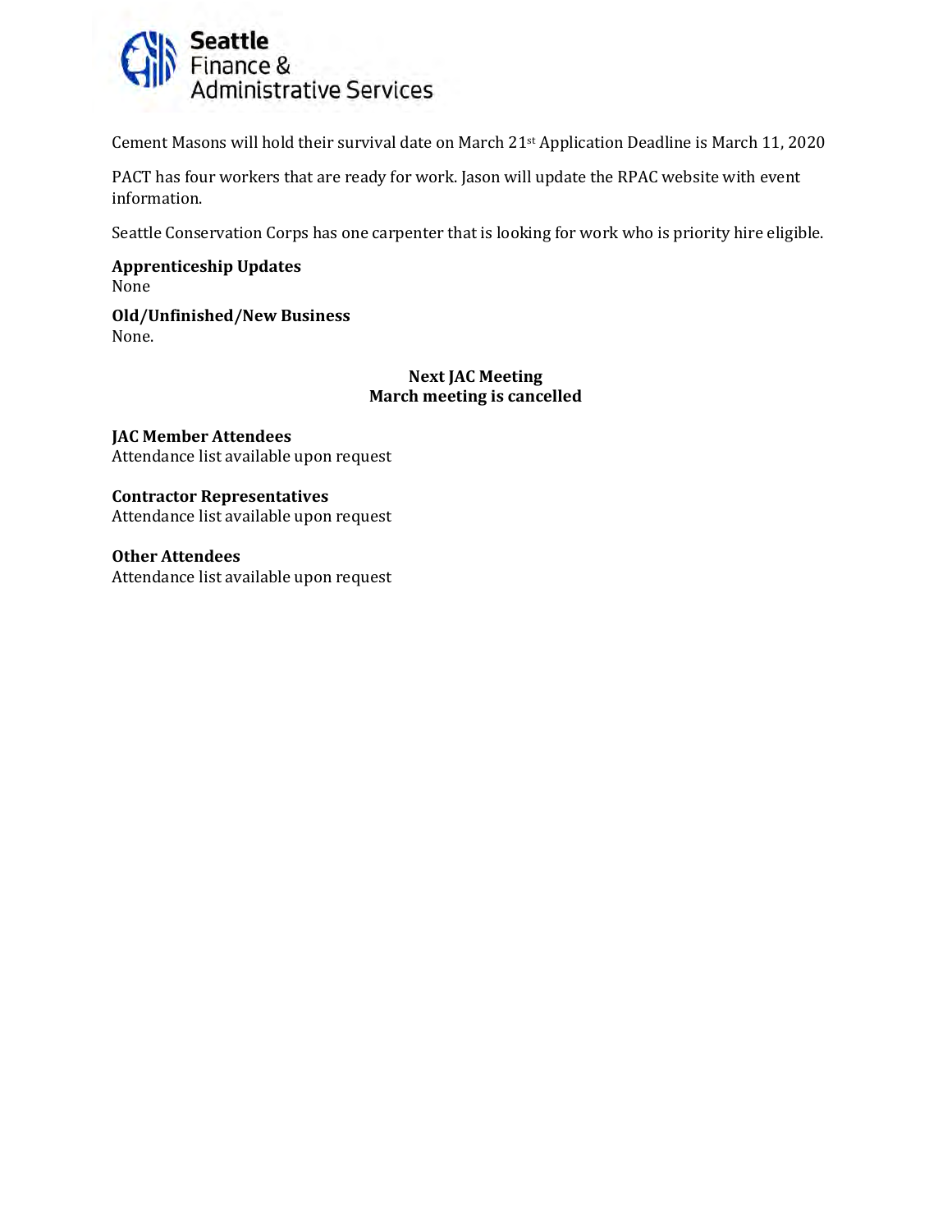Cement Masons will hold their survival date on March 21st Application Deadline is March 11, 2020

PACT has four workers that are ready for work. Jason will update the RPAC website with event information.

Seattle Conservation Corps has one carpenter that is looking for work who is priority hire eligible.

**Apprenticeship Updates**
None

**Old/Unfinished/New Business**
None.

**Next JAC Meeting**
**March meeting is cancelled**

**JAC Member Attendees**
Attendance list available upon request

**Contractor Representatives**
Attendance list available upon request

**Other Attendees**
Attendance list available upon request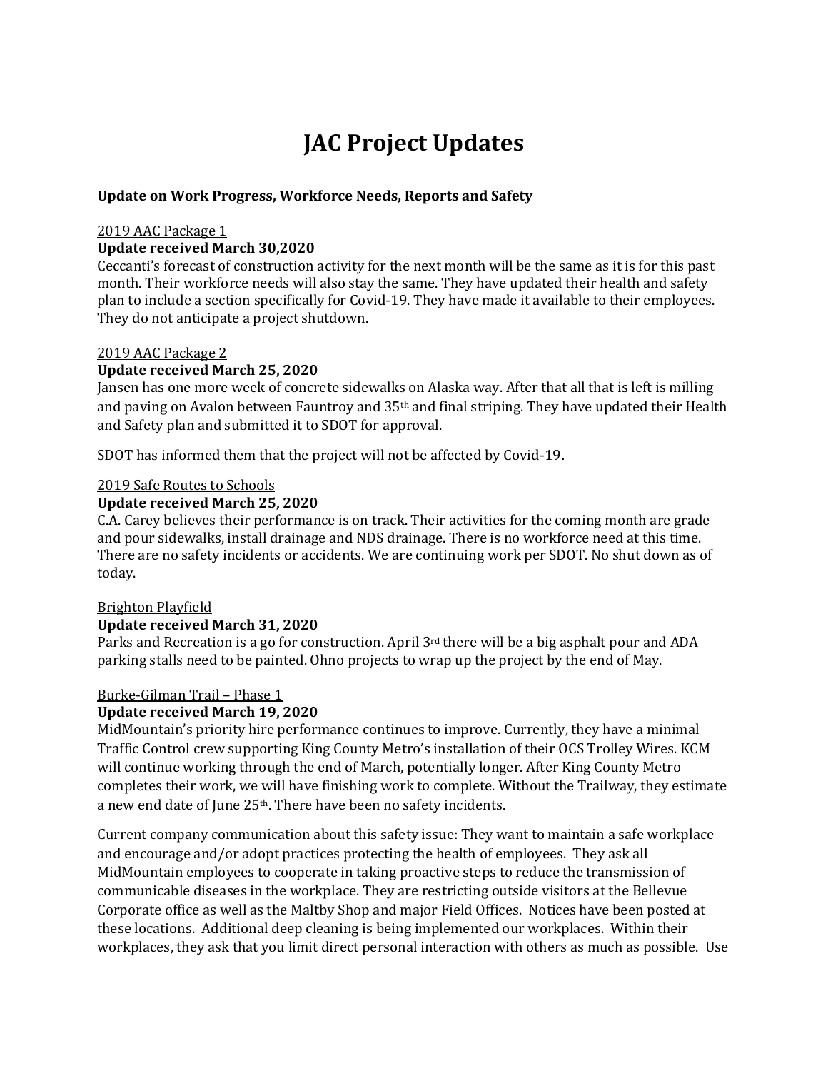# JAC Project Updates

**Update on Work Progress, Workforce Needs, Reports and Safety**

2019 AAC Package 1

**Update received March 30,2020**

Ceccanti's forecast of construction activity for the next month will be the same as it is for this past month. Their workforce needs will also stay the same. They have updated their health and safety plan to include a section specifically for Covid-19. They have made it available to their employees. They do not anticipate a project shutdown.

2019 AAC Package 2

**Update received March 25, 2020**

Jansen has one more week of concrete sidewalks on Alaska way. After that all that is left is milling and paving on Avalon between Fauntroy and 35th and final striping. They have updated their Health and Safety plan and submitted it to SDOT for approval.

SDOT has informed them that the project will not be affected by Covid-19.

2019 Safe Routes to Schools

**Update received March 25, 2020**

C.A. Carey believes their performance is on track. Their activities for the coming month are grade and pour sidewalks, install drainage and NDS drainage. There is no workforce need at this time. There are no safety incidents or accidents. We are continuing work per SDOT. No shut down as of today.

Brighton Playfield

**Update received March 31, 2020**

Parks and Recreation is a go for construction. April 3rd there will be a big asphalt pour and ADA parking stalls need to be painted. Ohno projects to wrap up the project by the end of May.

Burke-Gilman Trail – Phase 1

**Update received March 19, 2020**

MidMountain's priority hire performance continues to improve. Currently, they have a minimal Traffic Control crew supporting King County Metro's installation of their OCS Trolley Wires. KCM will continue working through the end of March, potentially longer. After King County Metro completes their work, we will have finishing work to complete. Without the Trailway, they estimate a new end date of June 25th. There have been no safety incidents.

Current company communication about this safety issue: They want to maintain a safe workplace and encourage and/or adopt practices protecting the health of employees. They ask all MidMountain employees to cooperate in taking proactive steps to reduce the transmission of communicable diseases in the workplace. They are restricting outside visitors at the Bellevue Corporate office as well as the Maltby Shop and major Field Offices. Notices have been posted at these locations. Additional deep cleaning is being implemented our workplaces. Within their workplaces, they ask that you limit direct personal interaction with others as much as possible. Use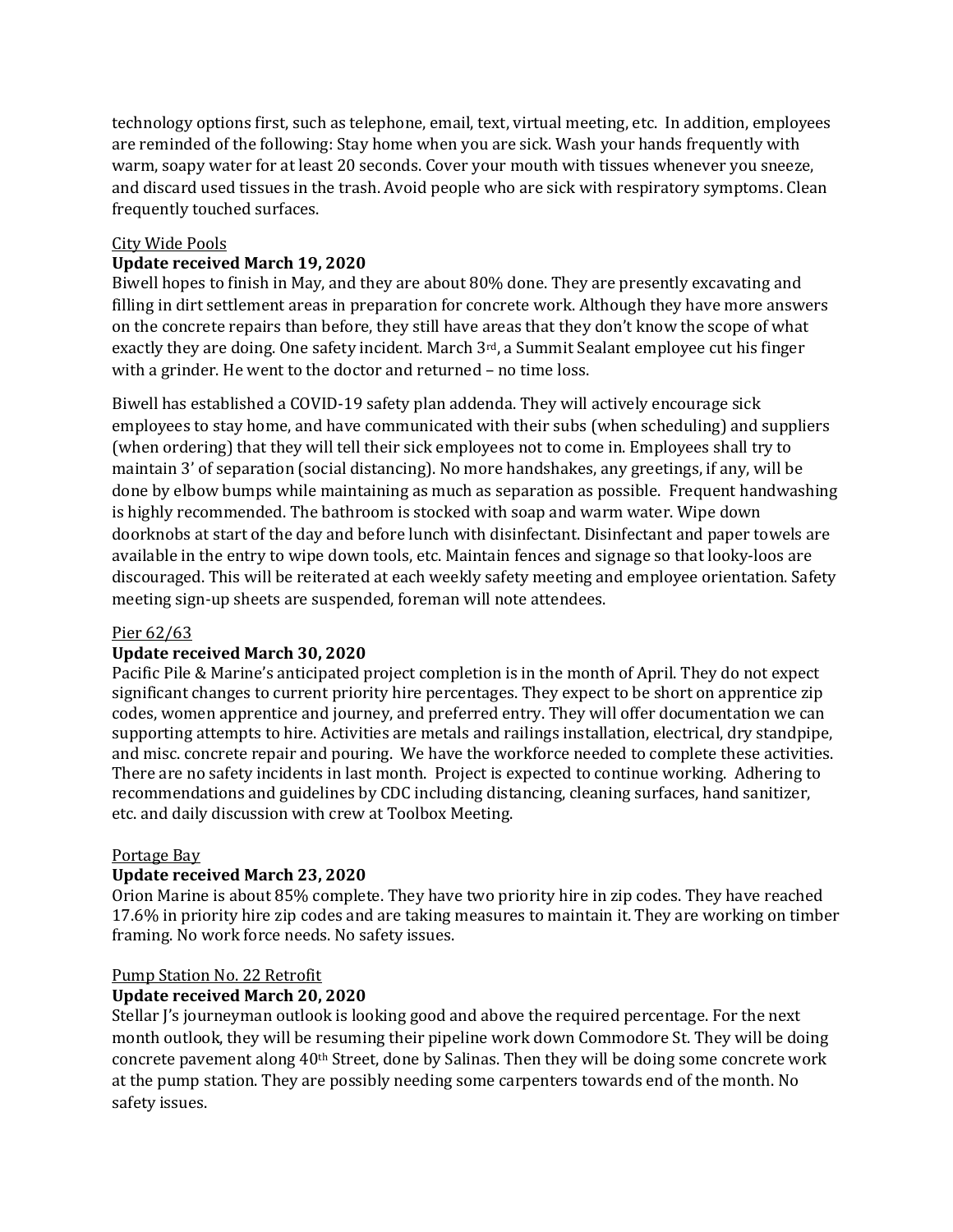technology options first, such as telephone, email, text, virtual meeting, etc. In addition, employees are reminded of the following: Stay home when you are sick. Wash your hands frequently with warm, soapy water for at least 20 seconds. Cover your mouth with tissues whenever you sneeze, and discard used tissues in the trash. Avoid people who are sick with respiratory symptoms. Clean frequently touched surfaces.

City Wide Pools

**Update received March 19, 2020**

Biwell hopes to finish in May, and they are about 80% done. They are presently excavating and filling in dirt settlement areas in preparation for concrete work. Although they have more answers on the concrete repairs than before, they still have areas that they don't know the scope of what exactly they are doing. One safety incident. March 3rd, a Summit Sealant employee cut his finger with a grinder. He went to the doctor and returned – no time loss.

Biwell has established a COVID-19 safety plan addenda. They will actively encourage sick employees to stay home, and have communicated with their subs (when scheduling) and suppliers (when ordering) that they will tell their sick employees not to come in. Employees shall try to maintain 3' of separation (social distancing). No more handshakes, any greetings, if any, will be done by elbow bumps while maintaining as much as separation as possible. Frequent handwashing is highly recommended. The bathroom is stocked with soap and warm water. Wipe down doorknobs at start of the day and before lunch with disinfectant. Disinfectant and paper towels are available in the entry to wipe down tools, etc. Maintain fences and signage so that looky-loos are discouraged. This will be reiterated at each weekly safety meeting and employee orientation. Safety meeting sign-up sheets are suspended, foreman will note attendees.

Pier 62/63

**Update received March 30, 2020**

Pacific Pile & Marine's anticipated project completion is in the month of April. They do not expect significant changes to current priority hire percentages. They expect to be short on apprentice zip codes, women apprentice and journey, and preferred entry. They will offer documentation we can supporting attempts to hire. Activities are metals and railings installation, electrical, dry standpipe, and misc. concrete repair and pouring. We have the workforce needed to complete these activities. There are no safety incidents in last month. Project is expected to continue working. Adhering to recommendations and guidelines by CDC including distancing, cleaning surfaces, hand sanitizer, etc. and daily discussion with crew at Toolbox Meeting.

Portage Bay

**Update received March 23, 2020**

Orion Marine is about 85% complete. They have two priority hire in zip codes. They have reached 17.6% in priority hire zip codes and are taking measures to maintain it. They are working on timber framing. No work force needs. No safety issues.

Pump Station No. 22 Retrofit

**Update received March 20, 2020**

Stellar J's journeyman outlook is looking good and above the required percentage. For the next month outlook, they will be resuming their pipeline work down Commodore St. They will be doing concrete pavement along 40th Street, done by Salinas. Then they will be doing some concrete work at the pump station. They are possibly needing some carpenters towards end of the month. No safety issues.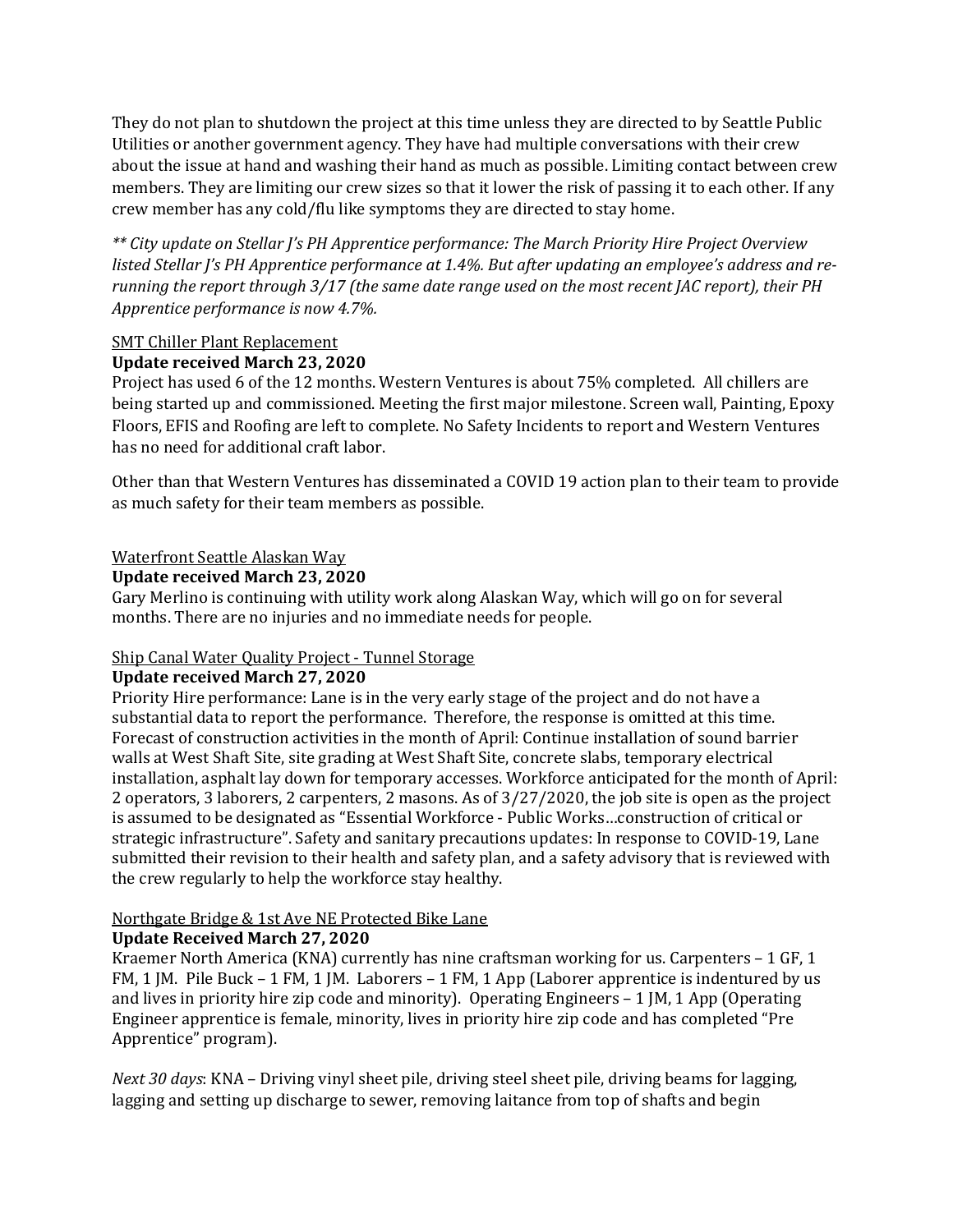They do not plan to shutdown the project at this time unless they are directed to by Seattle Public Utilities or another government agency. They have had multiple conversations with their crew about the issue at hand and washing their hand as much as possible. Limiting contact between crew members. They are limiting our crew sizes so that it lower the risk of passing it to each other. If any crew member has any cold/flu like symptoms they are directed to stay home.

*** City update on Stellar J's PH Apprentice performance: The March Priority Hire Project Overview listed Stellar J's PH Apprentice performance at 1.4%. But after updating an employee's address and re-running the report through 3/17 (the same date range used on the most recent JAC report), their PH Apprentice performance is now 4.7%.*

<u>SMT Chiller Plant Replacement</u>

**Update received March 23, 2020**

Project has used 6 of the 12 months. Western Ventures is about 75% completed. All chillers are being started up and commissioned. Meeting the first major milestone. Screen wall, Painting, Epoxy Floors, EFIS and Roofing are left to complete. No Safety Incidents to report and Western Ventures has no need for additional craft labor.

Other than that Western Ventures has disseminated a COVID 19 action plan to their team to provide as much safety for their team members as possible.

<u>Waterfront Seattle Alaskan Way</u>

**Update received March 23, 2020**

Gary Merlino is continuing with utility work along Alaskan Way, which will go on for several months. There are no injuries and no immediate needs for people.

<u>Ship Canal Water Quality Project - Tunnel Storage</u>

**Update received March 27, 2020**

Priority Hire performance: Lane is in the very early stage of the project and do not have a substantial data to report the performance. Therefore, the response is omitted at this time. Forecast of construction activities in the month of April: Continue installation of sound barrier walls at West Shaft Site, site grading at West Shaft Site, concrete slabs, temporary electrical installation, asphalt lay down for temporary accesses. Workforce anticipated for the month of April: 2 operators, 3 laborers, 2 carpenters, 2 masons. As of 3/27/2020, the job site is open as the project is assumed to be designated as "Essential Workforce - Public Works…construction of critical or strategic infrastructure". Safety and sanitary precautions updates: In response to COVID-19, Lane submitted their revision to their health and safety plan, and a safety advisory that is reviewed with the crew regularly to help the workforce stay healthy.

<u>Northgate Bridge & 1st Ave NE Protected Bike Lane</u>

**Update Received March 27, 2020**

Kraemer North America (KNA) currently has nine craftsman working for us. Carpenters – 1 GF, 1 FM, 1 JM. Pile Buck – 1 FM, 1 JM. Laborers – 1 FM, 1 App (Laborer apprentice is indentured by us and lives in priority hire zip code and minority). Operating Engineers – 1 JM, 1 App (Operating Engineer apprentice is female, minority, lives in priority hire zip code and has completed "Pre Apprentice" program).

*Next 30 days*: KNA – Driving vinyl sheet pile, driving steel sheet pile, driving beams for lagging, lagging and setting up discharge to sewer, removing laitance from top of shafts and begin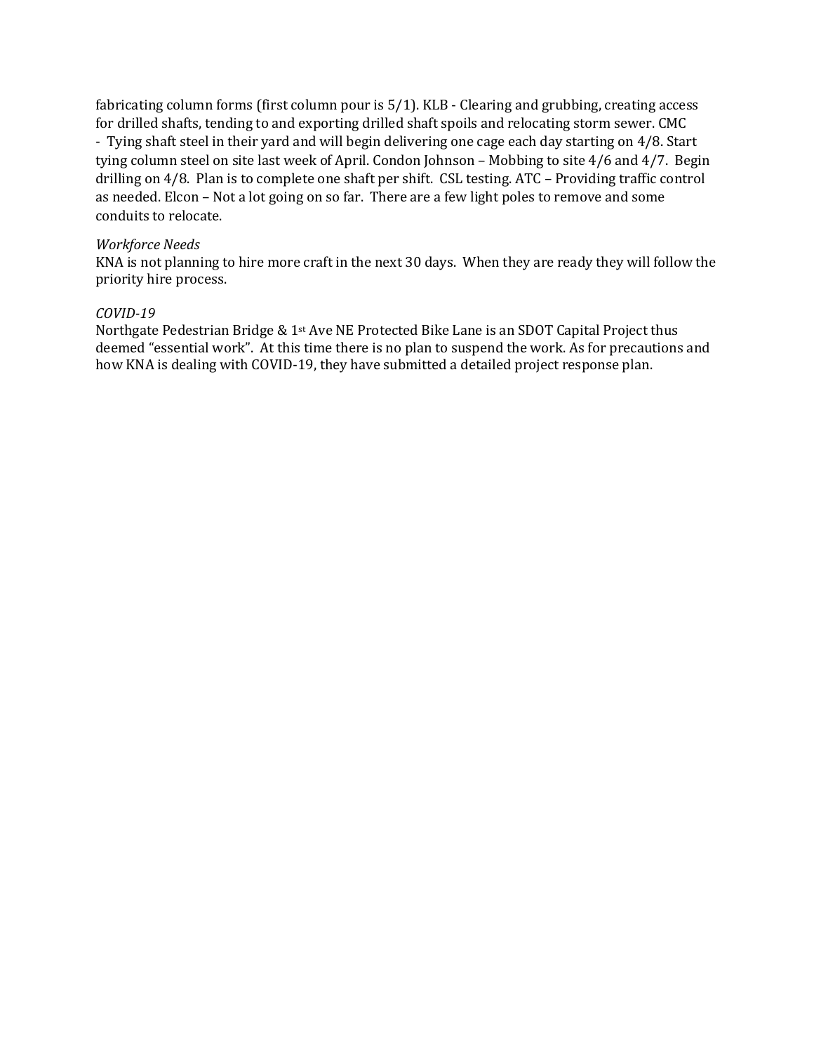fabricating column forms (first column pour is 5/1). KLB - Clearing and grubbing, creating access for drilled shafts, tending to and exporting drilled shaft spoils and relocating storm sewer. CMC - Tying shaft steel in their yard and will begin delivering one cage each day starting on 4/8. Start tying column steel on site last week of April. Condon Johnson – Mobbing to site 4/6 and 4/7. Begin drilling on 4/8. Plan is to complete one shaft per shift. CSL testing. ATC – Providing traffic control as needed. Elcon – Not a lot going on so far. There are a few light poles to remove and some conduits to relocate.

*Workforce Needs*
KNA is not planning to hire more craft in the next 30 days. When they are ready they will follow the priority hire process.

*COVID-19*
Northgate Pedestrian Bridge & 1st Ave NE Protected Bike Lane is an SDOT Capital Project thus deemed "essential work". At this time there is no plan to suspend the work. As for precautions and how KNA is dealing with COVID-19, they have submitted a detailed project response plan.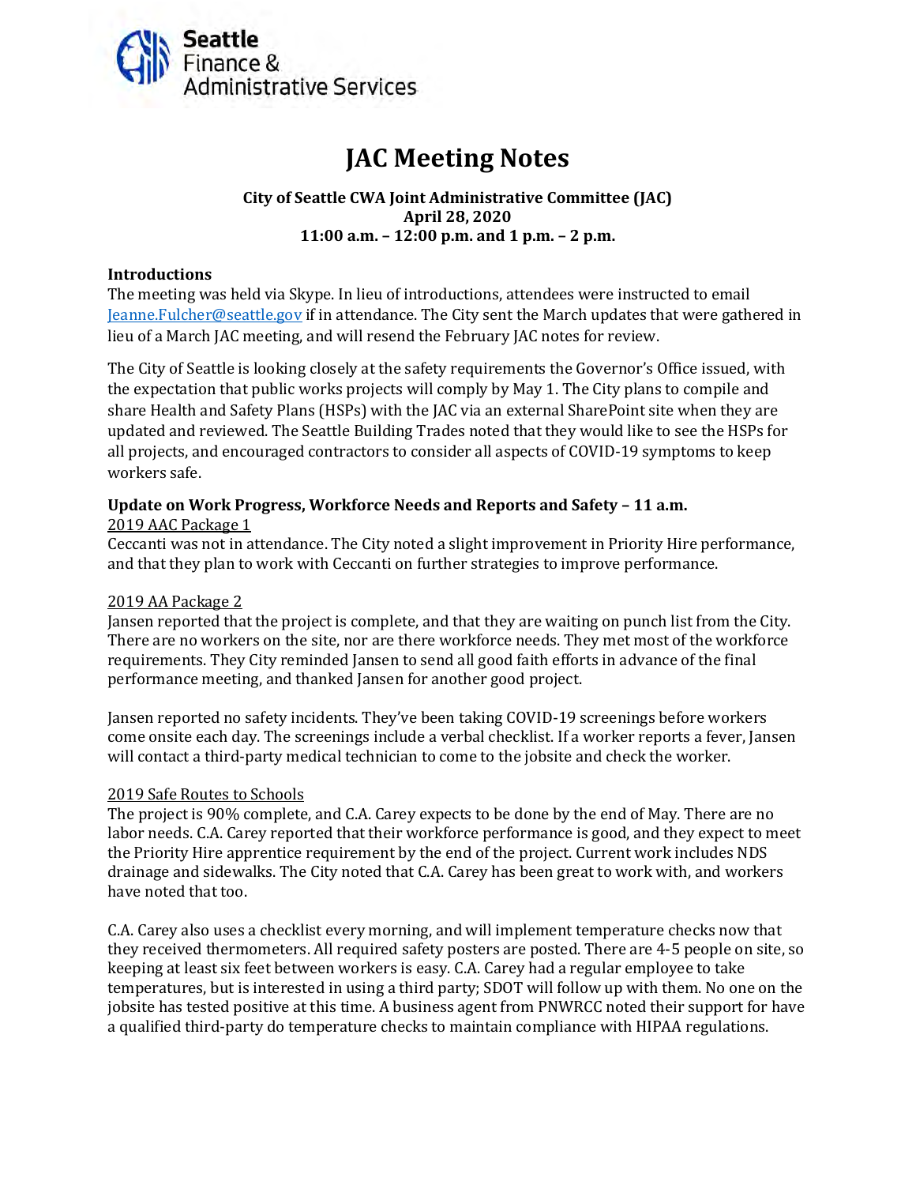Seattle Finance & Administrative Services

# JAC Meeting Notes

**City of Seattle CWA Joint Administrative Committee (JAC)**
**April 28, 2020**
**11:00 a.m. – 12:00 p.m. and 1 p.m. – 2 p.m.**

**Introductions**

The meeting was held via Skype. In lieu of introductions, attendees were instructed to email Jeanne.Fulcher@seattle.gov if in attendance. The City sent the March updates that were gathered in lieu of a March JAC meeting, and will resend the February JAC notes for review.

The City of Seattle is looking closely at the safety requirements the Governor's Office issued, with the expectation that public works projects will comply by May 1. The City plans to compile and share Health and Safety Plans (HSPs) with the JAC via an external SharePoint site when they are updated and reviewed. The Seattle Building Trades noted that they would like to see the HSPs for all projects, and encouraged contractors to consider all aspects of COVID-19 symptoms to keep workers safe.

**Update on Work Progress, Workforce Needs and Reports and Safety – 11 a.m.**

2019 AAC Package 1

Ceccanti was not in attendance. The City noted a slight improvement in Priority Hire performance, and that they plan to work with Ceccanti on further strategies to improve performance.

2019 AA Package 2

Jansen reported that the project is complete, and that they are waiting on punch list from the City. There are no workers on the site, nor are there workforce needs. They met most of the workforce requirements. They City reminded Jansen to send all good faith efforts in advance of the final performance meeting, and thanked Jansen for another good project.

Jansen reported no safety incidents. They've been taking COVID-19 screenings before workers come onsite each day. The screenings include a verbal checklist. If a worker reports a fever, Jansen will contact a third-party medical technician to come to the jobsite and check the worker.

2019 Safe Routes to Schools

The project is 90% complete, and C.A. Carey expects to be done by the end of May. There are no labor needs. C.A. Carey reported that their workforce performance is good, and they expect to meet the Priority Hire apprentice requirement by the end of the project. Current work includes NDS drainage and sidewalks. The City noted that C.A. Carey has been great to work with, and workers have noted that too.

C.A. Carey also uses a checklist every morning, and will implement temperature checks now that they received thermometers. All required safety posters are posted. There are 4-5 people on site, so keeping at least six feet between workers is easy. C.A. Carey had a regular employee to take temperatures, but is interested in using a third party; SDOT will follow up with them. No one on the jobsite has tested positive at this time. A business agent from PNWRCC noted their support for have a qualified third-party do temperature checks to maintain compliance with HIPAA regulations.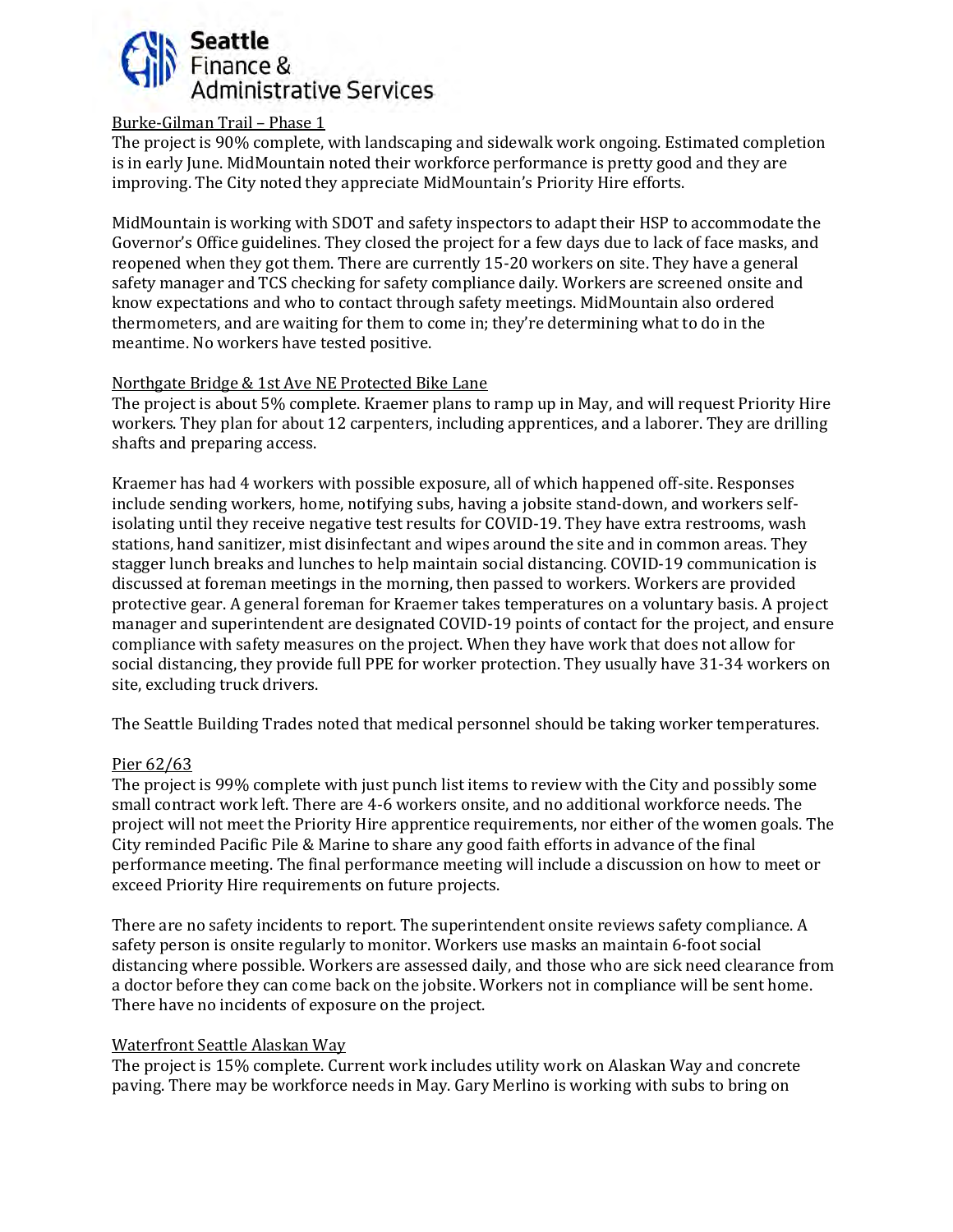Burke-Gilman Trail – Phase 1

The project is 90% complete, with landscaping and sidewalk work ongoing. Estimated completion is in early June. MidMountain noted their workforce performance is pretty good and they are improving. The City noted they appreciate MidMountain's Priority Hire efforts.

MidMountain is working with SDOT and safety inspectors to adapt their HSP to accommodate the Governor's Office guidelines. They closed the project for a few days due to lack of face masks, and reopened when they got them. There are currently 15-20 workers on site. They have a general safety manager and TCS checking for safety compliance daily. Workers are screened onsite and know expectations and who to contact through safety meetings. MidMountain also ordered thermometers, and are waiting for them to come in; they're determining what to do in the meantime. No workers have tested positive.

Northgate Bridge & 1st Ave NE Protected Bike Lane

The project is about 5% complete. Kraemer plans to ramp up in May, and will request Priority Hire workers. They plan for about 12 carpenters, including apprentices, and a laborer. They are drilling shafts and preparing access.

Kraemer has had 4 workers with possible exposure, all of which happened off-site. Responses include sending workers, home, notifying subs, having a jobsite stand-down, and workers self-isolating until they receive negative test results for COVID-19. They have extra restrooms, wash stations, hand sanitizer, mist disinfectant and wipes around the site and in common areas. They stagger lunch breaks and lunches to help maintain social distancing. COVID-19 communication is discussed at foreman meetings in the morning, then passed to workers. Workers are provided protective gear. A general foreman for Kraemer takes temperatures on a voluntary basis. A project manager and superintendent are designated COVID-19 points of contact for the project, and ensure compliance with safety measures on the project. When they have work that does not allow for social distancing, they provide full PPE for worker protection. They usually have 31-34 workers on site, excluding truck drivers.

The Seattle Building Trades noted that medical personnel should be taking worker temperatures.

Pier 62/63

The project is 99% complete with just punch list items to review with the City and possibly some small contract work left. There are 4-6 workers onsite, and no additional workforce needs. The project will not meet the Priority Hire apprentice requirements, nor either of the women goals. The City reminded Pacific Pile & Marine to share any good faith efforts in advance of the final performance meeting. The final performance meeting will include a discussion on how to meet or exceed Priority Hire requirements on future projects.

There are no safety incidents to report. The superintendent onsite reviews safety compliance. A safety person is onsite regularly to monitor. Workers use masks an maintain 6-foot social distancing where possible. Workers are assessed daily, and those who are sick need clearance from a doctor before they can come back on the jobsite. Workers not in compliance will be sent home. There have no incidents of exposure on the project.

Waterfront Seattle Alaskan Way

The project is 15% complete. Current work includes utility work on Alaskan Way and concrete paving. There may be workforce needs in May. Gary Merlino is working with subs to bring on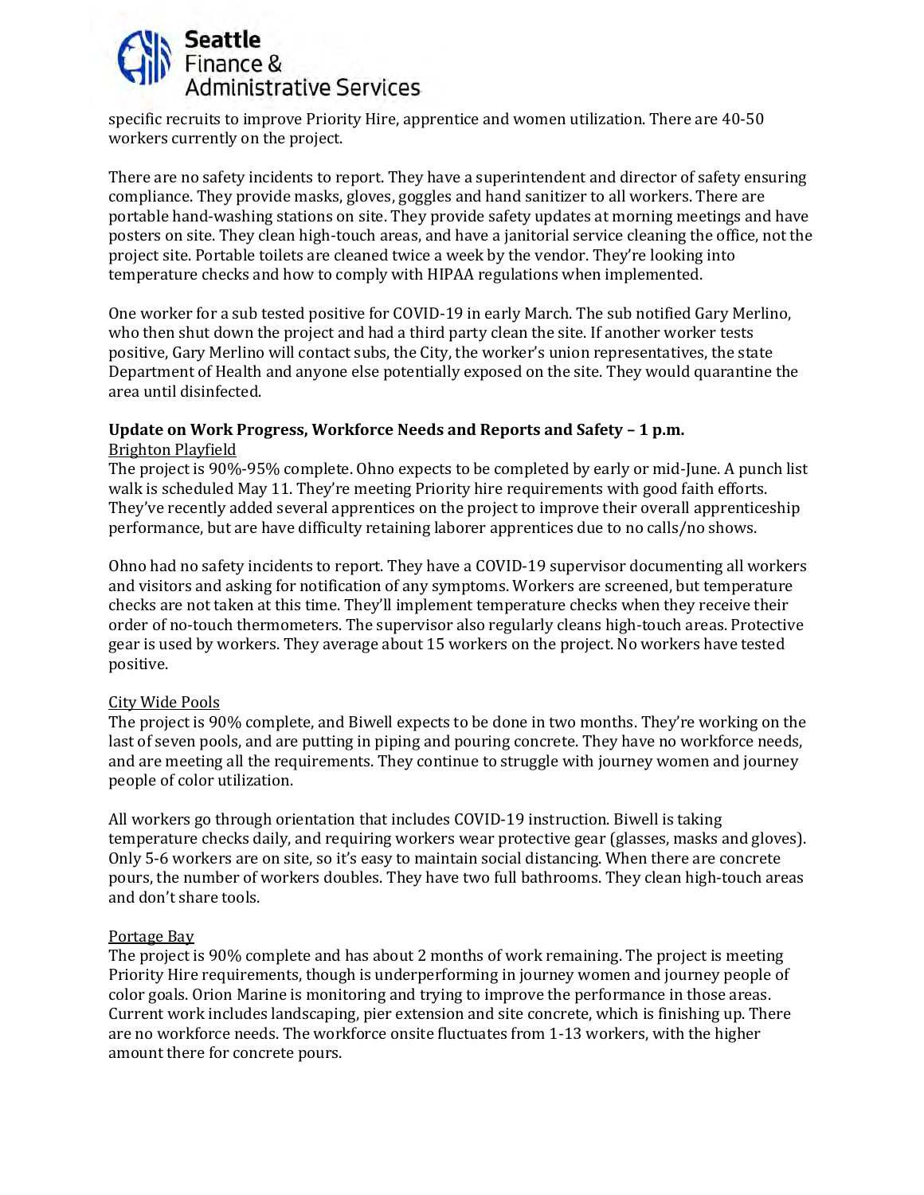specific recruits to improve Priority Hire, apprentice and women utilization. There are 40-50 workers currently on the project.

There are no safety incidents to report. They have a superintendent and director of safety ensuring compliance. They provide masks, gloves, goggles and hand sanitizer to all workers. There are portable hand-washing stations on site. They provide safety updates at morning meetings and have posters on site. They clean high-touch areas, and have a janitorial service cleaning the office, not the project site. Portable toilets are cleaned twice a week by the vendor. They're looking into temperature checks and how to comply with HIPAA regulations when implemented.

One worker for a sub tested positive for COVID-19 in early March. The sub notified Gary Merlino, who then shut down the project and had a third party clean the site. If another worker tests positive, Gary Merlino will contact subs, the City, the worker's union representatives, the state Department of Health and anyone else potentially exposed on the site. They would quarantine the area until disinfected.

**Update on Work Progress, Workforce Needs and Reports and Safety – 1 p.m.**

<u>Brighton Playfield</u>

The project is 90%-95% complete. Ohno expects to be completed by early or mid-June. A punch list walk is scheduled May 11. They're meeting Priority hire requirements with good faith efforts. They've recently added several apprentices on the project to improve their overall apprenticeship performance, but are have difficulty retaining laborer apprentices due to no calls/no shows.

Ohno had no safety incidents to report. They have a COVID-19 supervisor documenting all workers and visitors and asking for notification of any symptoms. Workers are screened, but temperature checks are not taken at this time. They'll implement temperature checks when they receive their order of no-touch thermometers. The supervisor also regularly cleans high-touch areas. Protective gear is used by workers. They average about 15 workers on the project. No workers have tested positive.

<u>City Wide Pools</u>

The project is 90% complete, and Biwell expects to be done in two months. They're working on the last of seven pools, and are putting in piping and pouring concrete. They have no workforce needs, and are meeting all the requirements. They continue to struggle with journey women and journey people of color utilization.

All workers go through orientation that includes COVID-19 instruction. Biwell is taking temperature checks daily, and requiring workers wear protective gear (glasses, masks and gloves). Only 5-6 workers are on site, so it's easy to maintain social distancing. When there are concrete pours, the number of workers doubles. They have two full bathrooms. They clean high-touch areas and don't share tools.

<u>Portage Bay</u>

The project is 90% complete and has about 2 months of work remaining. The project is meeting Priority Hire requirements, though is underperforming in journey women and journey people of color goals. Orion Marine is monitoring and trying to improve the performance in those areas. Current work includes landscaping, pier extension and site concrete, which is finishing up. There are no workforce needs. The workforce onsite fluctuates from 1-13 workers, with the higher amount there for concrete pours.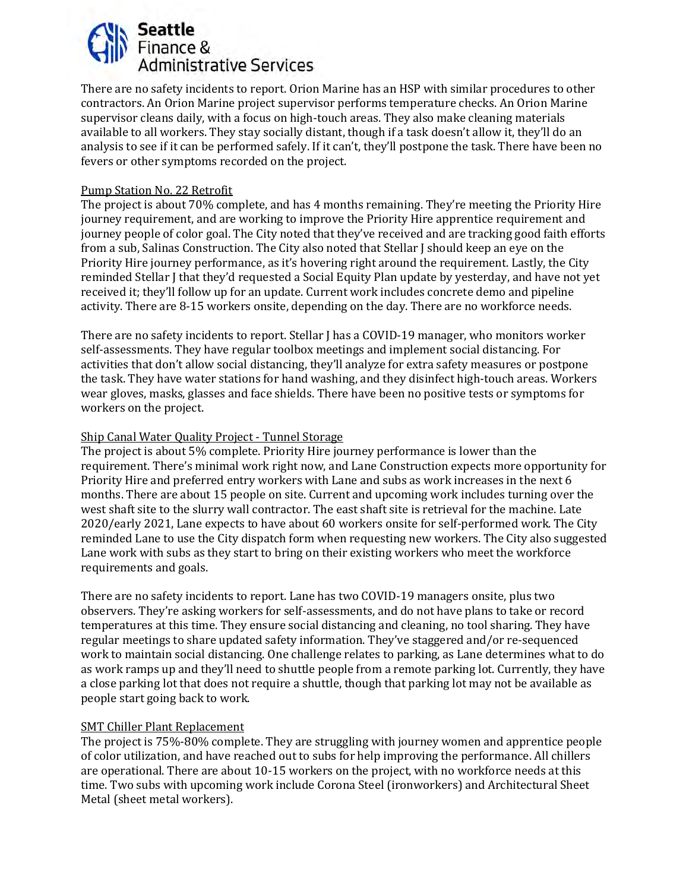There are no safety incidents to report. Orion Marine has an HSP with similar procedures to other contractors. An Orion Marine project supervisor performs temperature checks. An Orion Marine supervisor cleans daily, with a focus on high-touch areas. They also make cleaning materials available to all workers. They stay socially distant, though if a task doesn't allow it, they'll do an analysis to see if it can be performed safely. If it can't, they'll postpone the task. There have been no fevers or other symptoms recorded on the project.

<u>Pump Station No. 22 Retrofit</u>

The project is about 70% complete, and has 4 months remaining. They're meeting the Priority Hire journey requirement, and are working to improve the Priority Hire apprentice requirement and journey people of color goal. The City noted that they've received and are tracking good faith efforts from a sub, Salinas Construction. The City also noted that Stellar J should keep an eye on the Priority Hire journey performance, as it's hovering right around the requirement. Lastly, the City reminded Stellar J that they'd requested a Social Equity Plan update by yesterday, and have not yet received it; they'll follow up for an update. Current work includes concrete demo and pipeline activity. There are 8-15 workers onsite, depending on the day. There are no workforce needs.

There are no safety incidents to report. Stellar J has a COVID-19 manager, who monitors worker self-assessments. They have regular toolbox meetings and implement social distancing. For activities that don't allow social distancing, they'll analyze for extra safety measures or postpone the task. They have water stations for hand washing, and they disinfect high-touch areas. Workers wear gloves, masks, glasses and face shields. There have been no positive tests or symptoms for workers on the project.

<u>Ship Canal Water Quality Project - Tunnel Storage</u>

The project is about 5% complete. Priority Hire journey performance is lower than the requirement. There's minimal work right now, and Lane Construction expects more opportunity for Priority Hire and preferred entry workers with Lane and subs as work increases in the next 6 months. There are about 15 people on site. Current and upcoming work includes turning over the west shaft site to the slurry wall contractor. The east shaft site is retrieval for the machine. Late 2020/early 2021, Lane expects to have about 60 workers onsite for self-performed work. The City reminded Lane to use the City dispatch form when requesting new workers. The City also suggested Lane work with subs as they start to bring on their existing workers who meet the workforce requirements and goals.

There are no safety incidents to report. Lane has two COVID-19 managers onsite, plus two observers. They're asking workers for self-assessments, and do not have plans to take or record temperatures at this time. They ensure social distancing and cleaning, no tool sharing. They have regular meetings to share updated safety information. They've staggered and/or re-sequenced work to maintain social distancing. One challenge relates to parking, as Lane determines what to do as work ramps up and they'll need to shuttle people from a remote parking lot. Currently, they have a close parking lot that does not require a shuttle, though that parking lot may not be available as people start going back to work.

<u>SMT Chiller Plant Replacement</u>

The project is 75%-80% complete. They are struggling with journey women and apprentice people of color utilization, and have reached out to subs for help improving the performance. All chillers are operational. There are about 10-15 workers on the project, with no workforce needs at this time. Two subs with upcoming work include Corona Steel (ironworkers) and Architectural Sheet Metal (sheet metal workers).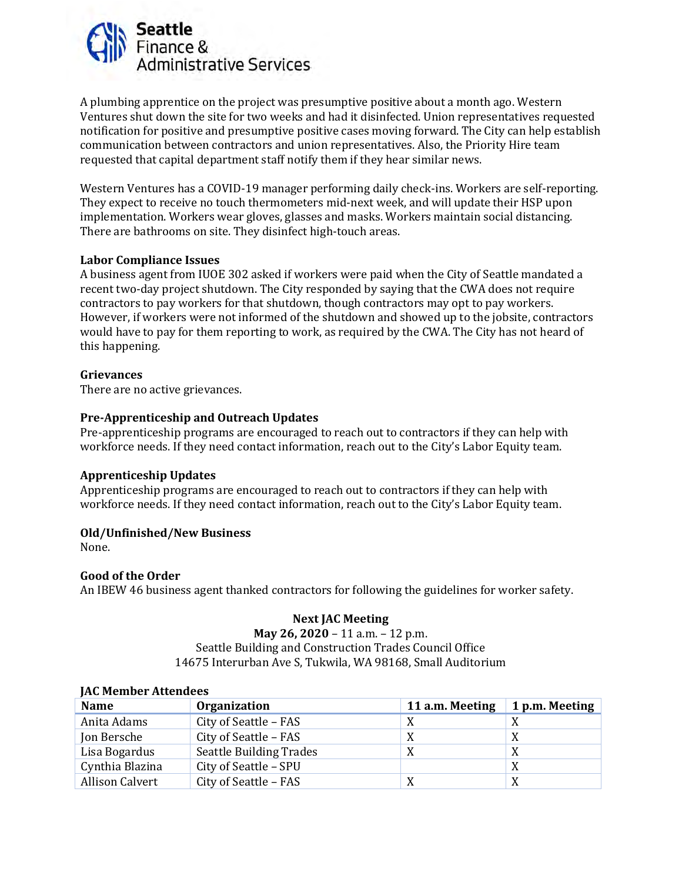A plumbing apprentice on the project was presumptive positive about a month ago. Western Ventures shut down the site for two weeks and had it disinfected. Union representatives requested notification for positive and presumptive positive cases moving forward. The City can help establish communication between contractors and union representatives. Also, the Priority Hire team requested that capital department staff notify them if they hear similar news.

Western Ventures has a COVID-19 manager performing daily check-ins. Workers are self-reporting. They expect to receive no touch thermometers mid-next week, and will update their HSP upon implementation. Workers wear gloves, glasses and masks. Workers maintain social distancing. There are bathrooms on site. They disinfect high-touch areas.

**Labor Compliance Issues**

A business agent from IUOE 302 asked if workers were paid when the City of Seattle mandated a recent two-day project shutdown. The City responded by saying that the CWA does not require contractors to pay workers for that shutdown, though contractors may opt to pay workers. However, if workers were not informed of the shutdown and showed up to the jobsite, contractors would have to pay for them reporting to work, as required by the CWA. The City has not heard of this happening.

**Grievances**

There are no active grievances.

**Pre-Apprenticeship and Outreach Updates**

Pre-apprenticeship programs are encouraged to reach out to contractors if they can help with workforce needs. If they need contact information, reach out to the City's Labor Equity team.

**Apprenticeship Updates**

Apprenticeship programs are encouraged to reach out to contractors if they can help with workforce needs. If they need contact information, reach out to the City's Labor Equity team.

**Old/Unfinished/New Business**

None.

**Good of the Order**

An IBEW 46 business agent thanked contractors for following the guidelines for worker safety.

**Next JAC Meeting**

**May 26, 2020** – 11 a.m. – 12 p.m.
Seattle Building and Construction Trades Council Office
14675 Interurban Ave S, Tukwila, WA 98168, Small Auditorium

**JAC Member Attendees**

| Name | Organization | 11 a.m. Meeting | 1 p.m. Meeting |
|---|---|---|---|
| Anita Adams | City of Seattle – FAS | X | X |
| Jon Bersche | City of Seattle – FAS | X | X |
| Lisa Bogardus | Seattle Building Trades | X | X |
| Cynthia Blazina | City of Seattle – SPU | | X |
| Allison Calvert | City of Seattle – FAS | X | X |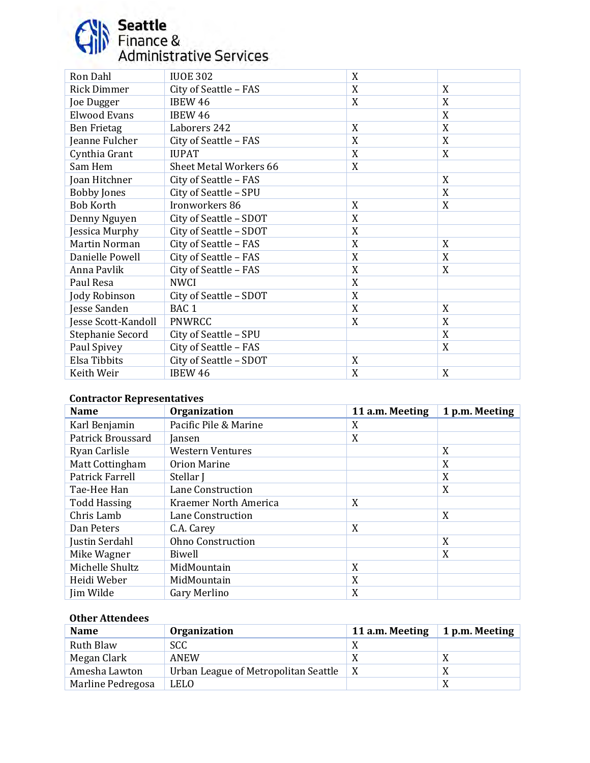| | | | |
|---|---|---|---|
| Ron Dahl | IUOE 302 | X | |
| Rick Dimmer | City of Seattle – FAS | X | X |
| Joe Dugger | IBEW 46 | X | X |
| Elwood Evans | IBEW 46 | | X |
| Ben Frietag | Laborers 242 | X | X |
| Jeanne Fulcher | City of Seattle – FAS | X | X |
| Cynthia Grant | IUPAT | X | X |
| Sam Hem | Sheet Metal Workers 66 | X | |
| Joan Hitchner | City of Seattle – FAS | | X |
| Bobby Jones | City of Seattle – SPU | | X |
| Bob Korth | Ironworkers 86 | X | X |
| Denny Nguyen | City of Seattle – SDOT | X | |
| Jessica Murphy | City of Seattle – SDOT | X | |
| Martin Norman | City of Seattle – FAS | X | X |
| Danielle Powell | City of Seattle – FAS | X | X |
| Anna Pavlik | City of Seattle – FAS | X | X |
| Paul Resa | NWCI | X | |
| Jody Robinson | City of Seattle – SDOT | X | |
| Jesse Sanden | BAC 1 | X | X |
| Jesse Scott-Kandoll | PNWRCC | X | X |
| Stephanie Secord | City of Seattle – SPU | | X |
| Paul Spivey | City of Seattle – FAS | | X |
| Elsa Tibbits | City of Seattle – SDOT | X | |
| Keith Weir | IBEW 46 | X | X |

**Contractor Representatives**

| Name | Organization | 11 a.m. Meeting | 1 p.m. Meeting |
|---|---|---|---|
| Karl Benjamin | Pacific Pile & Marine | X | |
| Patrick Broussard | Jansen | X | |
| Ryan Carlisle | Western Ventures | | X |
| Matt Cottingham | Orion Marine | | X |
| Patrick Farrell | Stellar J | | X |
| Tae-Hee Han | Lane Construction | | X |
| Todd Hassing | Kraemer North America | X | |
| Chris Lamb | Lane Construction | | X |
| Dan Peters | C.A. Carey | X | |
| Justin Serdahl | Ohno Construction | | X |
| Mike Wagner | Biwell | | X |
| Michelle Shultz | MidMountain | X | |
| Heidi Weber | MidMountain | X | |
| Jim Wilde | Gary Merlino | X | |

**Other Attendees**

| Name | Organization | 11 a.m. Meeting | 1 p.m. Meeting |
|---|---|---|---|
| Ruth Blaw | SCC | X | |
| Megan Clark | ANEW | X | X |
| Amesha Lawton | Urban League of Metropolitan Seattle | X | X |
| Marline Pedregosa | LELO | | X |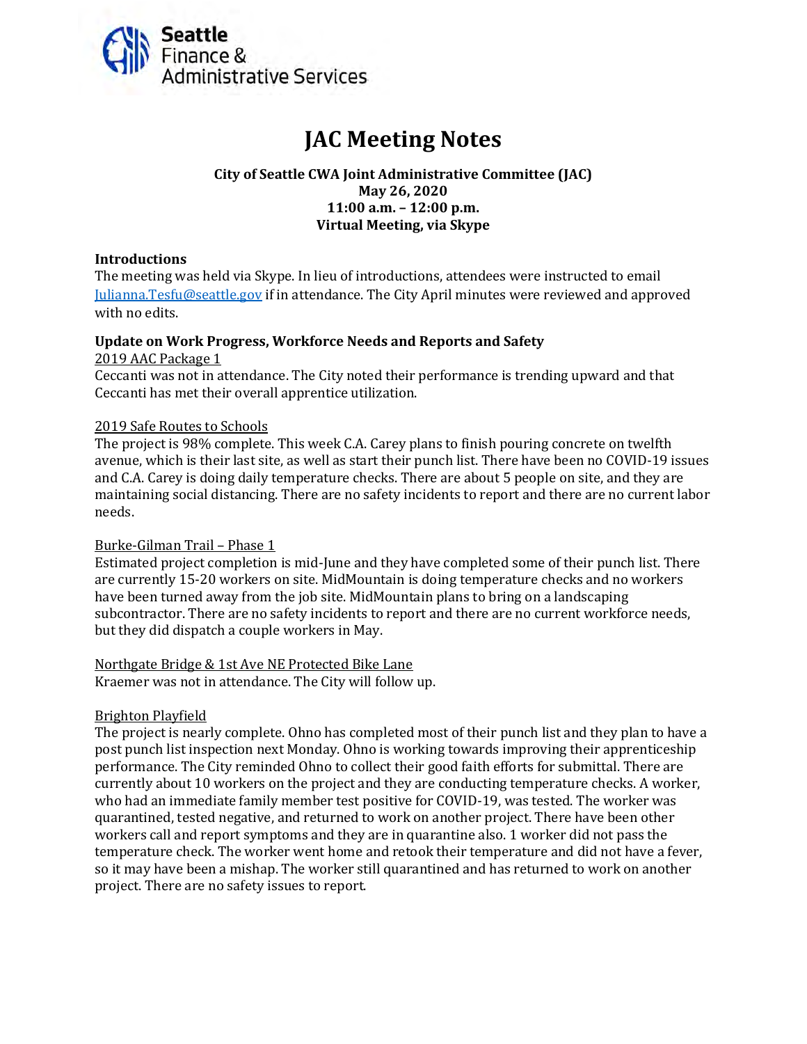Seattle Finance & Administrative Services

# JAC Meeting Notes

**City of Seattle CWA Joint Administrative Committee (JAC)**
**May 26, 2020**
**11:00 a.m. – 12:00 p.m.**
**Virtual Meeting, via Skype**

### Introductions

The meeting was held via Skype. In lieu of introductions, attendees were instructed to email Julianna.Tesfu@seattle.gov if in attendance. The City April minutes were reviewed and approved with no edits.

### Update on Work Progress, Workforce Needs and Reports and Safety

2019 AAC Package 1

Ceccanti was not in attendance. The City noted their performance is trending upward and that Ceccanti has met their overall apprentice utilization.

2019 Safe Routes to Schools

The project is 98% complete. This week C.A. Carey plans to finish pouring concrete on twelfth avenue, which is their last site, as well as start their punch list. There have been no COVID-19 issues and C.A. Carey is doing daily temperature checks. There are about 5 people on site, and they are maintaining social distancing. There are no safety incidents to report and there are no current labor needs.

Burke-Gilman Trail – Phase 1

Estimated project completion is mid-June and they have completed some of their punch list. There are currently 15-20 workers on site. MidMountain is doing temperature checks and no workers have been turned away from the job site. MidMountain plans to bring on a landscaping subcontractor. There are no safety incidents to report and there are no current workforce needs, but they did dispatch a couple workers in May.

Northgate Bridge & 1st Ave NE Protected Bike Lane

Kraemer was not in attendance. The City will follow up.

Brighton Playfield

The project is nearly complete. Ohno has completed most of their punch list and they plan to have a post punch list inspection next Monday. Ohno is working towards improving their apprenticeship performance. The City reminded Ohno to collect their good faith efforts for submittal. There are currently about 10 workers on the project and they are conducting temperature checks. A worker, who had an immediate family member test positive for COVID-19, was tested. The worker was quarantined, tested negative, and returned to work on another project. There have been other workers call and report symptoms and they are in quarantine also. 1 worker did not pass the temperature check. The worker went home and retook their temperature and did not have a fever, so it may have been a mishap. The worker still quarantined and has returned to work on another project. There are no safety issues to report.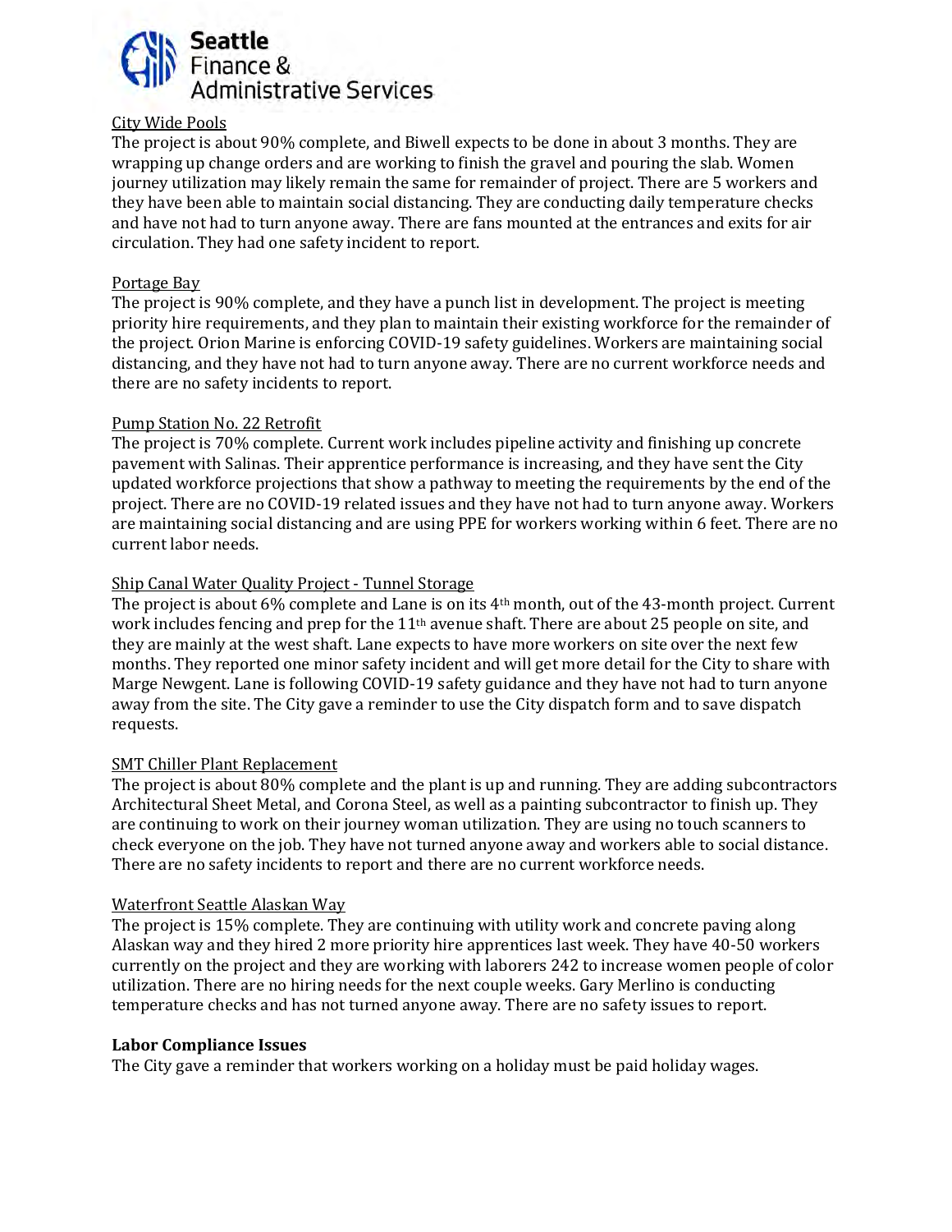City Wide Pools

The project is about 90% complete, and Biwell expects to be done in about 3 months. They are wrapping up change orders and are working to finish the gravel and pouring the slab. Women journey utilization may likely remain the same for remainder of project. There are 5 workers and they have been able to maintain social distancing. They are conducting daily temperature checks and have not had to turn anyone away. There are fans mounted at the entrances and exits for air circulation. They had one safety incident to report.

Portage Bay

The project is 90% complete, and they have a punch list in development. The project is meeting priority hire requirements, and they plan to maintain their existing workforce for the remainder of the project. Orion Marine is enforcing COVID-19 safety guidelines. Workers are maintaining social distancing, and they have not had to turn anyone away. There are no current workforce needs and there are no safety incidents to report.

Pump Station No. 22 Retrofit

The project is 70% complete. Current work includes pipeline activity and finishing up concrete pavement with Salinas. Their apprentice performance is increasing, and they have sent the City updated workforce projections that show a pathway to meeting the requirements by the end of the project. There are no COVID-19 related issues and they have not had to turn anyone away. Workers are maintaining social distancing and are using PPE for workers working within 6 feet. There are no current labor needs.

Ship Canal Water Quality Project - Tunnel Storage

The project is about 6% complete and Lane is on its 4th month, out of the 43-month project. Current work includes fencing and prep for the 11th avenue shaft. There are about 25 people on site, and they are mainly at the west shaft. Lane expects to have more workers on site over the next few months. They reported one minor safety incident and will get more detail for the City to share with Marge Newgent. Lane is following COVID-19 safety guidance and they have not had to turn anyone away from the site. The City gave a reminder to use the City dispatch form and to save dispatch requests.

SMT Chiller Plant Replacement

The project is about 80% complete and the plant is up and running. They are adding subcontractors Architectural Sheet Metal, and Corona Steel, as well as a painting subcontractor to finish up. They are continuing to work on their journey woman utilization. They are using no touch scanners to check everyone on the job. They have not turned anyone away and workers able to social distance. There are no safety incidents to report and there are no current workforce needs.

Waterfront Seattle Alaskan Way

The project is 15% complete. They are continuing with utility work and concrete paving along Alaskan way and they hired 2 more priority hire apprentices last week. They have 40-50 workers currently on the project and they are working with laborers 242 to increase women people of color utilization. There are no hiring needs for the next couple weeks. Gary Merlino is conducting temperature checks and has not turned anyone away. There are no safety issues to report.

**Labor Compliance Issues**

The City gave a reminder that workers working on a holiday must be paid holiday wages.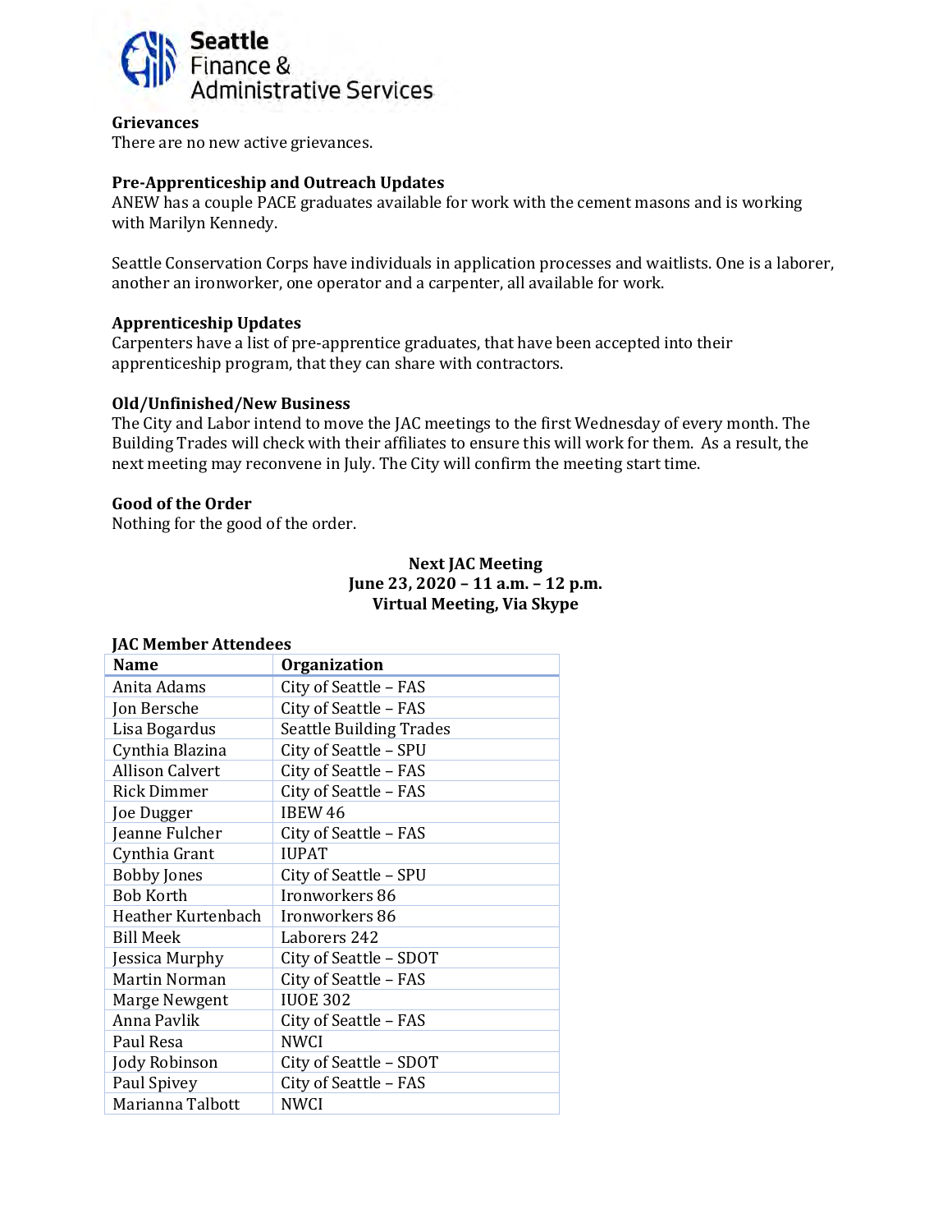### Grievances

There are no new active grievances.

### Pre-Apprenticeship and Outreach Updates

ANEW has a couple PACE graduates available for work with the cement masons and is working with Marilyn Kennedy.

Seattle Conservation Corps have individuals in application processes and waitlists. One is a laborer, another an ironworker, one operator and a carpenter, all available for work.

### Apprenticeship Updates

Carpenters have a list of pre-apprentice graduates, that have been accepted into their apprenticeship program, that they can share with contractors.

### Old/Unfinished/New Business

The City and Labor intend to move the JAC meetings to the first Wednesday of every month. The Building Trades will check with their affiliates to ensure this will work for them. As a result, the next meeting may reconvene in July. The City will confirm the meeting start time.

### Good of the Order

Nothing for the good of the order.

**Next JAC Meeting**
**June 23, 2020 – 11 a.m. – 12 p.m.**
**Virtual Meeting, Via Skype**

**JAC Member Attendees**

| Name | Organization |
|---|---|
| Anita Adams | City of Seattle – FAS |
| Jon Bersche | City of Seattle – FAS |
| Lisa Bogardus | Seattle Building Trades |
| Cynthia Blazina | City of Seattle – SPU |
| Allison Calvert | City of Seattle – FAS |
| Rick Dimmer | City of Seattle – FAS |
| Joe Dugger | IBEW 46 |
| Jeanne Fulcher | City of Seattle – FAS |
| Cynthia Grant | IUPAT |
| Bobby Jones | City of Seattle – SPU |
| Bob Korth | Ironworkers 86 |
| Heather Kurtenbach | Ironworkers 86 |
| Bill Meek | Laborers 242 |
| Jessica Murphy | City of Seattle – SDOT |
| Martin Norman | City of Seattle – FAS |
| Marge Newgent | IUOE 302 |
| Anna Pavlik | City of Seattle – FAS |
| Paul Resa | NWCI |
| Jody Robinson | City of Seattle – SDOT |
| Paul Spivey | City of Seattle – FAS |
| Marianna Talbott | NWCI |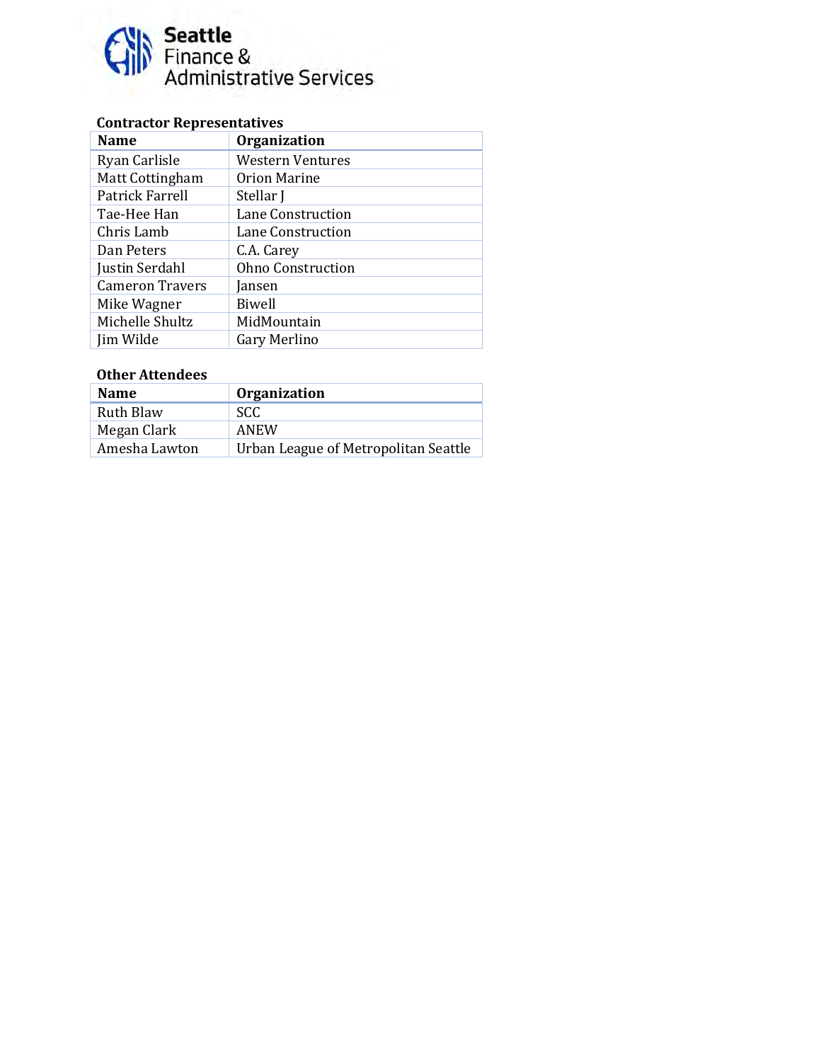Seattle Finance & Administrative Services

**Contractor Representatives**

| Name | Organization |
|---|---|
| Ryan Carlisle | Western Ventures |
| Matt Cottingham | Orion Marine |
| Patrick Farrell | Stellar J |
| Tae-Hee Han | Lane Construction |
| Chris Lamb | Lane Construction |
| Dan Peters | C.A. Carey |
| Justin Serdahl | Ohno Construction |
| Cameron Travers | Jansen |
| Mike Wagner | Biwell |
| Michelle Shultz | MidMountain |
| Jim Wilde | Gary Merlino |

**Other Attendees**

| Name | Organization |
|---|---|
| Ruth Blaw | SCC |
| Megan Clark | ANEW |
| Amesha Lawton | Urban League of Metropolitan Seattle |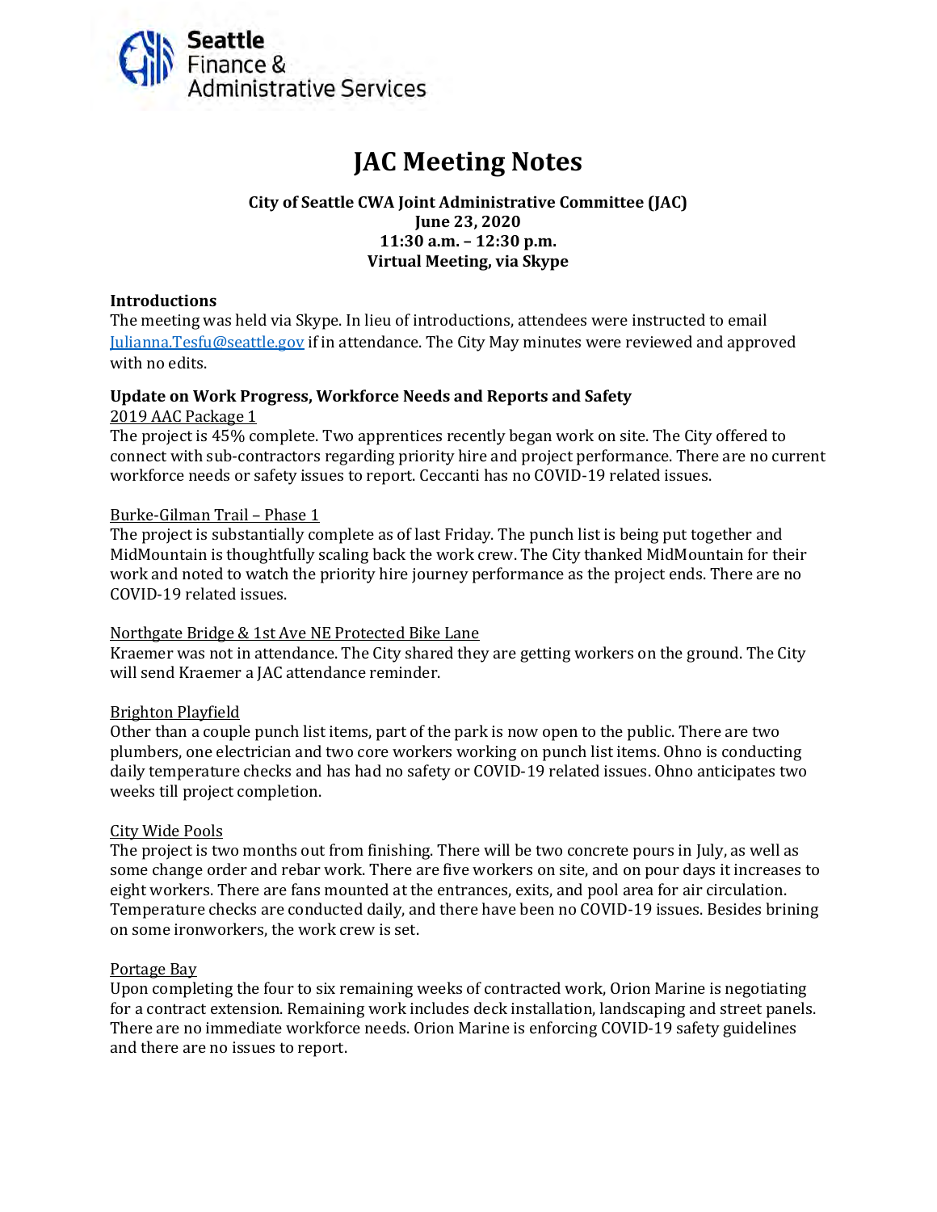Seattle Finance & Administrative Services

# JAC Meeting Notes

**City of Seattle CWA Joint Administrative Committee (JAC)**
**June 23, 2020**
**11:30 a.m. – 12:30 p.m.**
**Virtual Meeting, via Skype**

### Introductions

The meeting was held via Skype. In lieu of introductions, attendees were instructed to email Julianna.Tesfu@seattle.gov if in attendance. The City May minutes were reviewed and approved with no edits.

### Update on Work Progress, Workforce Needs and Reports and Safety

2019 AAC Package 1

The project is 45% complete. Two apprentices recently began work on site. The City offered to connect with sub-contractors regarding priority hire and project performance. There are no current workforce needs or safety issues to report. Ceccanti has no COVID-19 related issues.

Burke-Gilman Trail – Phase 1

The project is substantially complete as of last Friday. The punch list is being put together and MidMountain is thoughtfully scaling back the work crew. The City thanked MidMountain for their work and noted to watch the priority hire journey performance as the project ends. There are no COVID-19 related issues.

Northgate Bridge & 1st Ave NE Protected Bike Lane

Kraemer was not in attendance. The City shared they are getting workers on the ground. The City will send Kraemer a JAC attendance reminder.

Brighton Playfield

Other than a couple punch list items, part of the park is now open to the public. There are two plumbers, one electrician and two core workers working on punch list items. Ohno is conducting daily temperature checks and has had no safety or COVID-19 related issues. Ohno anticipates two weeks till project completion.

City Wide Pools

The project is two months out from finishing. There will be two concrete pours in July, as well as some change order and rebar work. There are five workers on site, and on pour days it increases to eight workers. There are fans mounted at the entrances, exits, and pool area for air circulation. Temperature checks are conducted daily, and there have been no COVID-19 issues. Besides brining on some ironworkers, the work crew is set.

Portage Bay

Upon completing the four to six remaining weeks of contracted work, Orion Marine is negotiating for a contract extension. Remaining work includes deck installation, landscaping and street panels. There are no immediate workforce needs. Orion Marine is enforcing COVID-19 safety guidelines and there are no issues to report.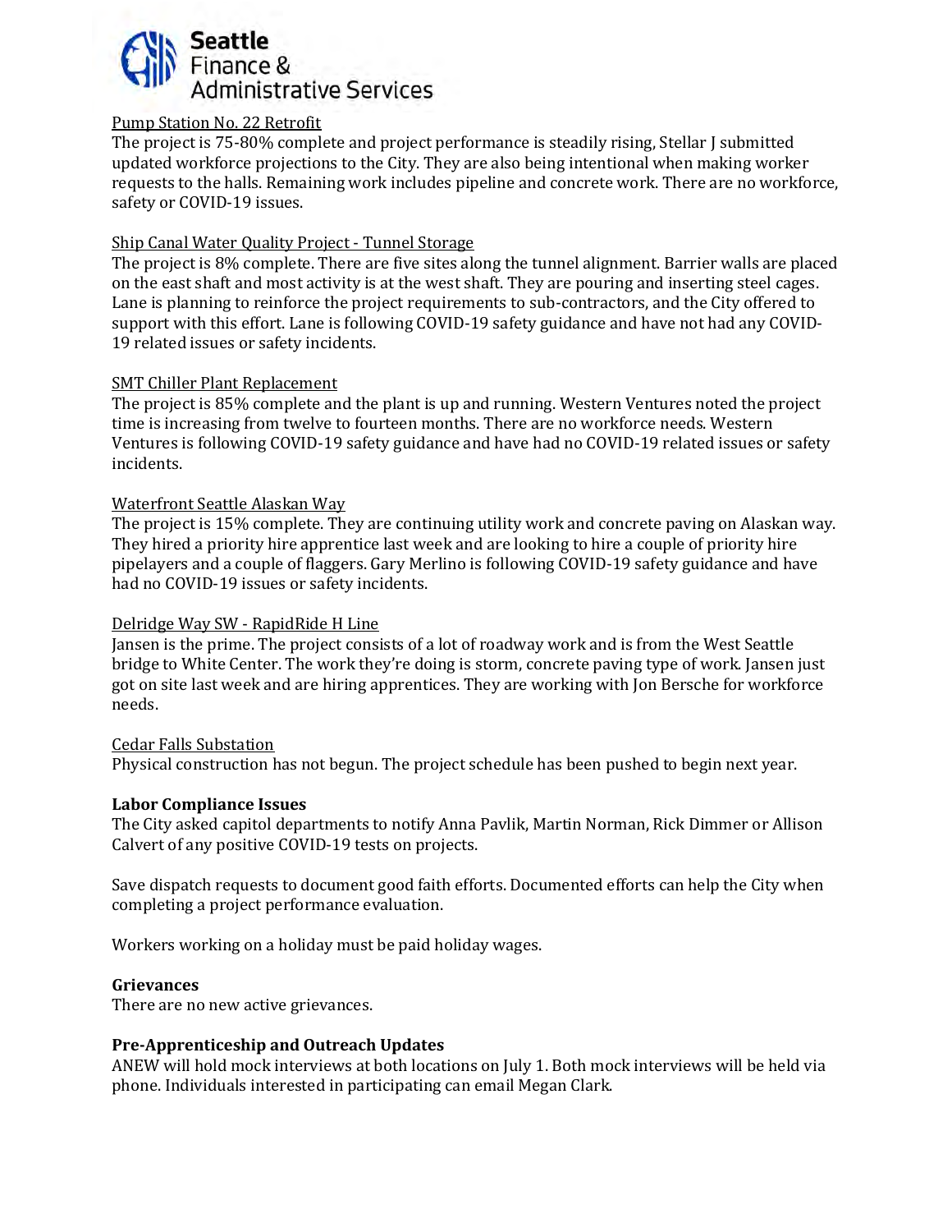Pump Station No. 22 Retrofit

The project is 75-80% complete and project performance is steadily rising, Stellar J submitted updated workforce projections to the City. They are also being intentional when making worker requests to the halls. Remaining work includes pipeline and concrete work. There are no workforce, safety or COVID-19 issues.

Ship Canal Water Quality Project - Tunnel Storage

The project is 8% complete. There are five sites along the tunnel alignment. Barrier walls are placed on the east shaft and most activity is at the west shaft. They are pouring and inserting steel cages. Lane is planning to reinforce the project requirements to sub-contractors, and the City offered to support with this effort. Lane is following COVID-19 safety guidance and have not had any COVID-19 related issues or safety incidents.

SMT Chiller Plant Replacement

The project is 85% complete and the plant is up and running. Western Ventures noted the project time is increasing from twelve to fourteen months. There are no workforce needs. Western Ventures is following COVID-19 safety guidance and have had no COVID-19 related issues or safety incidents.

Waterfront Seattle Alaskan Way

The project is 15% complete. They are continuing utility work and concrete paving on Alaskan way. They hired a priority hire apprentice last week and are looking to hire a couple of priority hire pipelayers and a couple of flaggers. Gary Merlino is following COVID-19 safety guidance and have had no COVID-19 issues or safety incidents.

Delridge Way SW - RapidRide H Line

Jansen is the prime. The project consists of a lot of roadway work and is from the West Seattle bridge to White Center. The work they're doing is storm, concrete paving type of work. Jansen just got on site last week and are hiring apprentices. They are working with Jon Bersche for workforce needs.

Cedar Falls Substation

Physical construction has not begun. The project schedule has been pushed to begin next year.

**Labor Compliance Issues**

The City asked capitol departments to notify Anna Pavlik, Martin Norman, Rick Dimmer or Allison Calvert of any positive COVID-19 tests on projects.

Save dispatch requests to document good faith efforts. Documented efforts can help the City when completing a project performance evaluation.

Workers working on a holiday must be paid holiday wages.

**Grievances**

There are no new active grievances.

**Pre-Apprenticeship and Outreach Updates**

ANEW will hold mock interviews at both locations on July 1. Both mock interviews will be held via phone. Individuals interested in participating can email Megan Clark.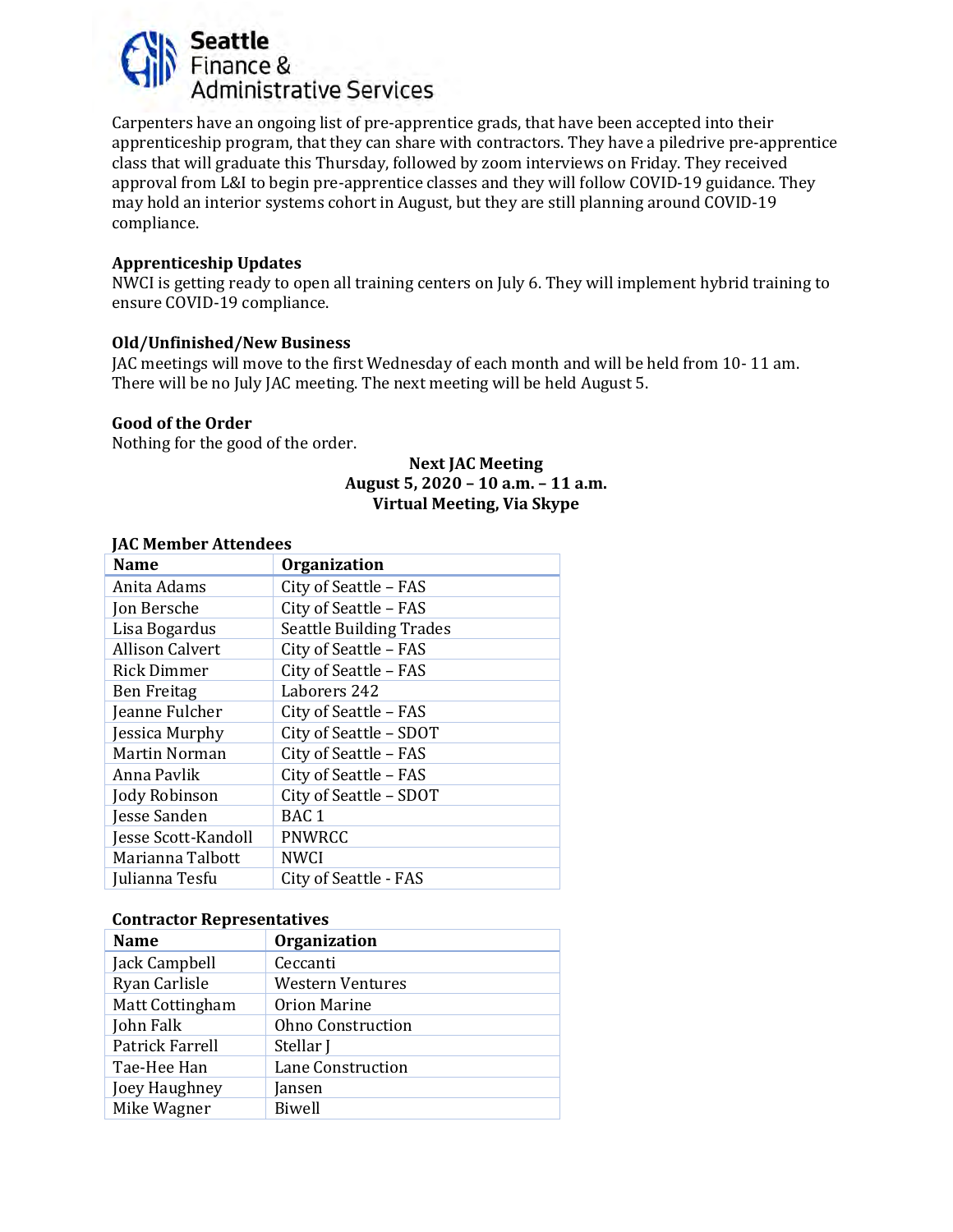Carpenters have an ongoing list of pre-apprentice grads, that have been accepted into their apprenticeship program, that they can share with contractors. They have a piledrive pre-apprentice class that will graduate this Thursday, followed by zoom interviews on Friday. They received approval from L&I to begin pre-apprentice classes and they will follow COVID-19 guidance. They may hold an interior systems cohort in August, but they are still planning around COVID-19 compliance.

**Apprenticeship Updates**
NWCI is getting ready to open all training centers on July 6. They will implement hybrid training to ensure COVID-19 compliance.

**Old/Unfinished/New Business**
JAC meetings will move to the first Wednesday of each month and will be held from 10- 11 am. There will be no July JAC meeting. The next meeting will be held August 5.

**Good of the Order**
Nothing for the good of the order.

**Next JAC Meeting**
**August 5, 2020 – 10 a.m. – 11 a.m.**
**Virtual Meeting, Via Skype**

**JAC Member Attendees**

| Name | Organization |
|---|---|
| Anita Adams | City of Seattle – FAS |
| Jon Bersche | City of Seattle – FAS |
| Lisa Bogardus | Seattle Building Trades |
| Allison Calvert | City of Seattle – FAS |
| Rick Dimmer | City of Seattle – FAS |
| Ben Freitag | Laborers 242 |
| Jeanne Fulcher | City of Seattle – FAS |
| Jessica Murphy | City of Seattle – SDOT |
| Martin Norman | City of Seattle – FAS |
| Anna Pavlik | City of Seattle – FAS |
| Jody Robinson | City of Seattle – SDOT |
| Jesse Sanden | BAC 1 |
| Jesse Scott-Kandoll | PNWRCC |
| Marianna Talbott | NWCI |
| Julianna Tesfu | City of Seattle - FAS |

**Contractor Representatives**

| Name | Organization |
|---|---|
| Jack Campbell | Ceccanti |
| Ryan Carlisle | Western Ventures |
| Matt Cottingham | Orion Marine |
| John Falk | Ohno Construction |
| Patrick Farrell | Stellar J |
| Tae-Hee Han | Lane Construction |
| Joey Haughney | Jansen |
| Mike Wagner | Biwell |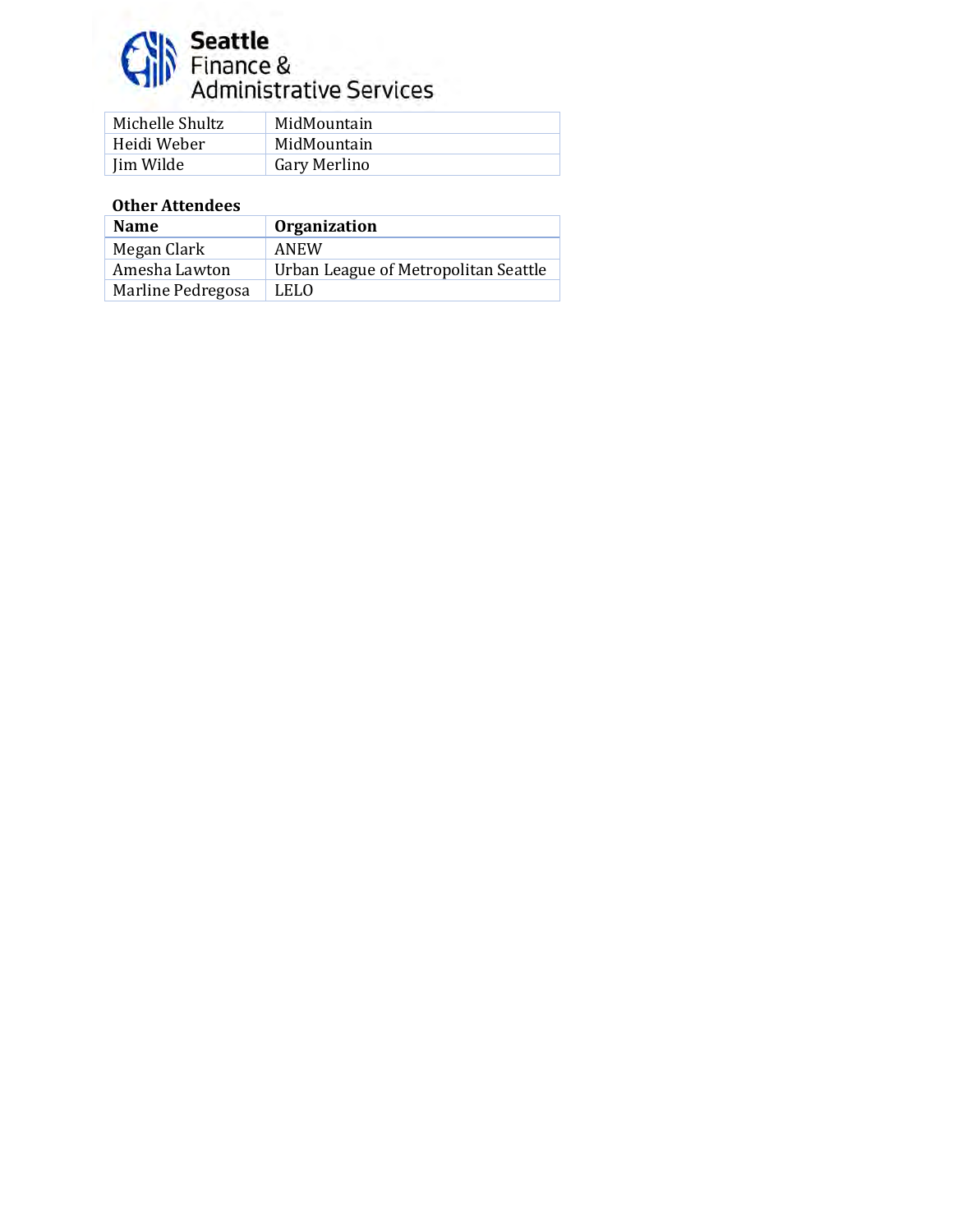| | |
|---|---|
| Michelle Shultz | MidMountain |
| Heidi Weber | MidMountain |
| Jim Wilde | Gary Merlino |

**Other Attendees**

| Name | Organization |
|---|---|
| Megan Clark | ANEW |
| Amesha Lawton | Urban League of Metropolitan Seattle |
| Marline Pedregosa | LELO |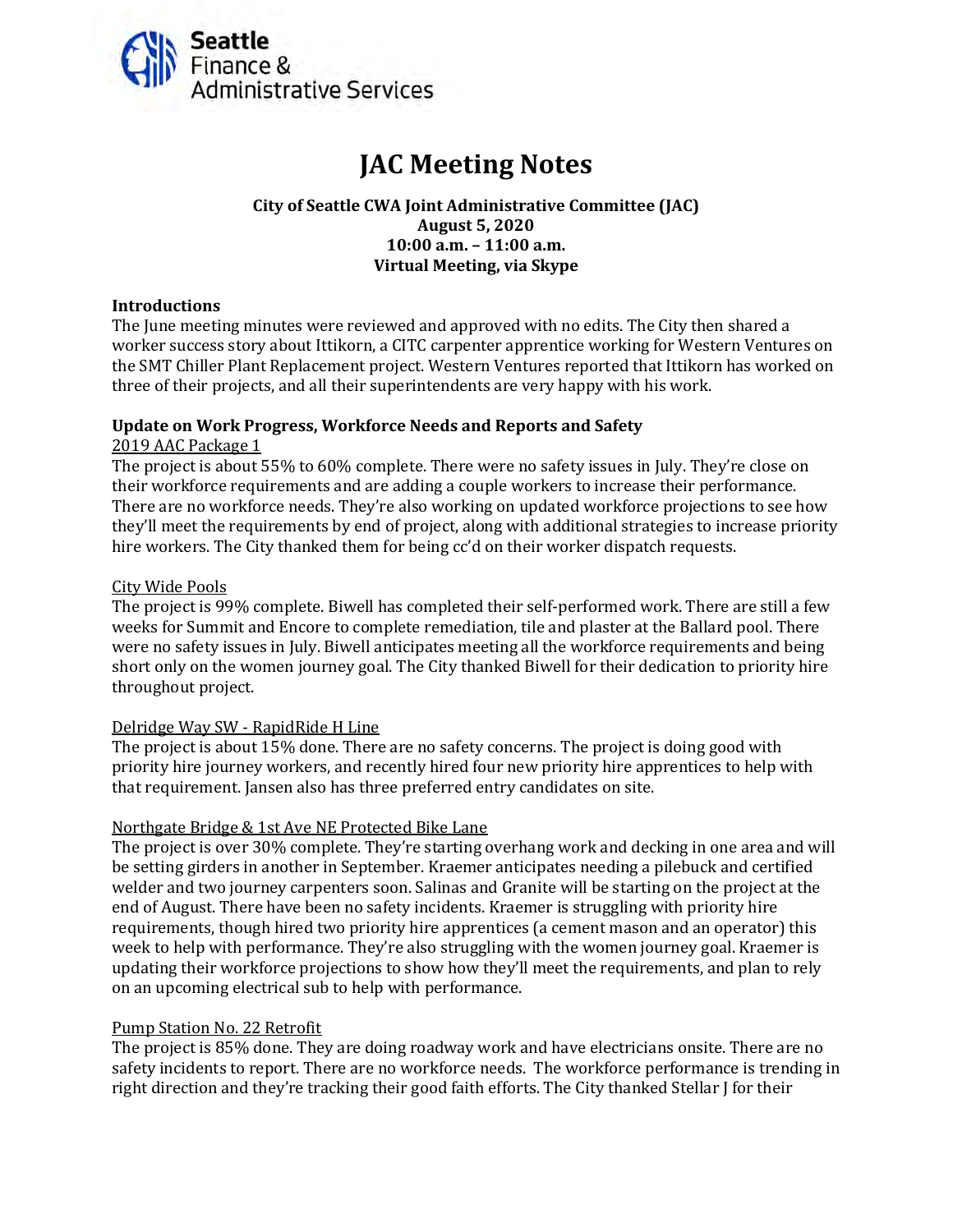Seattle Finance & Administrative Services

# JAC Meeting Notes

**City of Seattle CWA Joint Administrative Committee (JAC)**
**August 5, 2020**
**10:00 a.m. – 11:00 a.m.**
**Virtual Meeting, via Skype**

### Introductions

The June meeting minutes were reviewed and approved with no edits. The City then shared a worker success story about Ittikorn, a CITC carpenter apprentice working for Western Ventures on the SMT Chiller Plant Replacement project. Western Ventures reported that Ittikorn has worked on three of their projects, and all their superintendents are very happy with his work.

### Update on Work Progress, Workforce Needs and Reports and Safety

2019 AAC Package 1

The project is about 55% to 60% complete. There were no safety issues in July. They're close on their workforce requirements and are adding a couple workers to increase their performance. There are no workforce needs. They're also working on updated workforce projections to see how they'll meet the requirements by end of project, along with additional strategies to increase priority hire workers. The City thanked them for being cc'd on their worker dispatch requests.

City Wide Pools

The project is 99% complete. Biwell has completed their self-performed work. There are still a few weeks for Summit and Encore to complete remediation, tile and plaster at the Ballard pool. There were no safety issues in July. Biwell anticipates meeting all the workforce requirements and being short only on the women journey goal. The City thanked Biwell for their dedication to priority hire throughout project.

Delridge Way SW - RapidRide H Line

The project is about 15% done. There are no safety concerns. The project is doing good with priority hire journey workers, and recently hired four new priority hire apprentices to help with that requirement. Jansen also has three preferred entry candidates on site.

Northgate Bridge & 1st Ave NE Protected Bike Lane

The project is over 30% complete. They're starting overhang work and decking in one area and will be setting girders in another in September. Kraemer anticipates needing a pilebuck and certified welder and two journey carpenters soon. Salinas and Granite will be starting on the project at the end of August. There have been no safety incidents. Kraemer is struggling with priority hire requirements, though hired two priority hire apprentices (a cement mason and an operator) this week to help with performance. They're also struggling with the women journey goal. Kraemer is updating their workforce projections to show how they'll meet the requirements, and plan to rely on an upcoming electrical sub to help with performance.

Pump Station No. 22 Retrofit

The project is 85% done. They are doing roadway work and have electricians onsite. There are no safety incidents to report. There are no workforce needs. The workforce performance is trending in right direction and they're tracking their good faith efforts. The City thanked Stellar J for their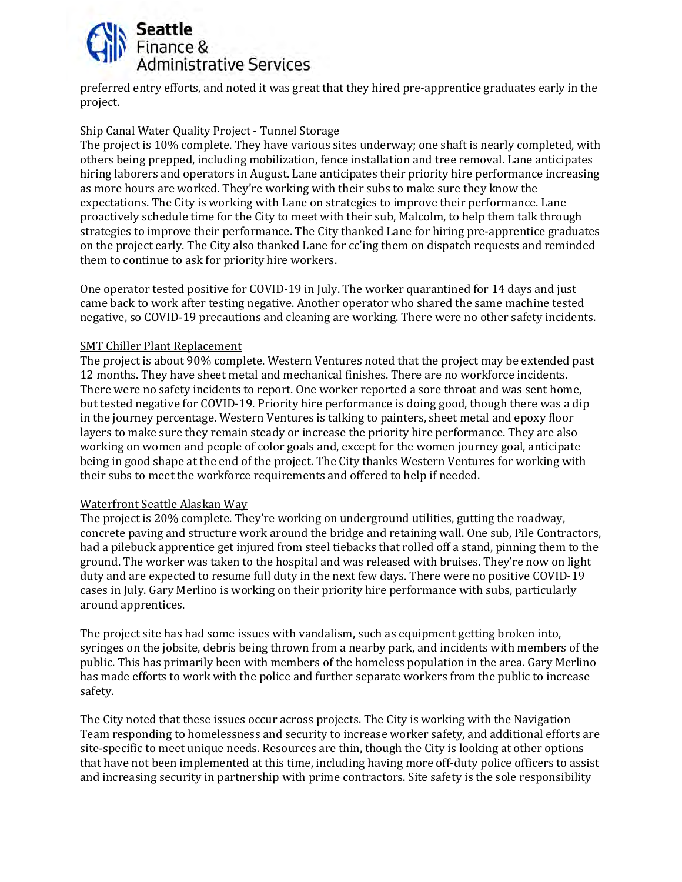preferred entry efforts, and noted it was great that they hired pre-apprentice graduates early in the project.

Ship Canal Water Quality Project - Tunnel Storage

The project is 10% complete. They have various sites underway; one shaft is nearly completed, with others being prepped, including mobilization, fence installation and tree removal. Lane anticipates hiring laborers and operators in August. Lane anticipates their priority hire performance increasing as more hours are worked. They're working with their subs to make sure they know the expectations. The City is working with Lane on strategies to improve their performance. Lane proactively schedule time for the City to meet with their sub, Malcolm, to help them talk through strategies to improve their performance. The City thanked Lane for hiring pre-apprentice graduates on the project early. The City also thanked Lane for cc'ing them on dispatch requests and reminded them to continue to ask for priority hire workers.

One operator tested positive for COVID-19 in July. The worker quarantined for 14 days and just came back to work after testing negative. Another operator who shared the same machine tested negative, so COVID-19 precautions and cleaning are working. There were no other safety incidents.

SMT Chiller Plant Replacement

The project is about 90% complete. Western Ventures noted that the project may be extended past 12 months. They have sheet metal and mechanical finishes. There are no workforce incidents. There were no safety incidents to report. One worker reported a sore throat and was sent home, but tested negative for COVID-19. Priority hire performance is doing good, though there was a dip in the journey percentage. Western Ventures is talking to painters, sheet metal and epoxy floor layers to make sure they remain steady or increase the priority hire performance. They are also working on women and people of color goals and, except for the women journey goal, anticipate being in good shape at the end of the project. The City thanks Western Ventures for working with their subs to meet the workforce requirements and offered to help if needed.

Waterfront Seattle Alaskan Way

The project is 20% complete. They're working on underground utilities, gutting the roadway, concrete paving and structure work around the bridge and retaining wall. One sub, Pile Contractors, had a pilebuck apprentice get injured from steel tiebacks that rolled off a stand, pinning them to the ground. The worker was taken to the hospital and was released with bruises. They're now on light duty and are expected to resume full duty in the next few days. There were no positive COVID-19 cases in July. Gary Merlino is working on their priority hire performance with subs, particularly around apprentices.

The project site has had some issues with vandalism, such as equipment getting broken into, syringes on the jobsite, debris being thrown from a nearby park, and incidents with members of the public. This has primarily been with members of the homeless population in the area. Gary Merlino has made efforts to work with the police and further separate workers from the public to increase safety.

The City noted that these issues occur across projects. The City is working with the Navigation Team responding to homelessness and security to increase worker safety, and additional efforts are site-specific to meet unique needs. Resources are thin, though the City is looking at other options that have not been implemented at this time, including having more off-duty police officers to assist and increasing security in partnership with prime contractors. Site safety is the sole responsibility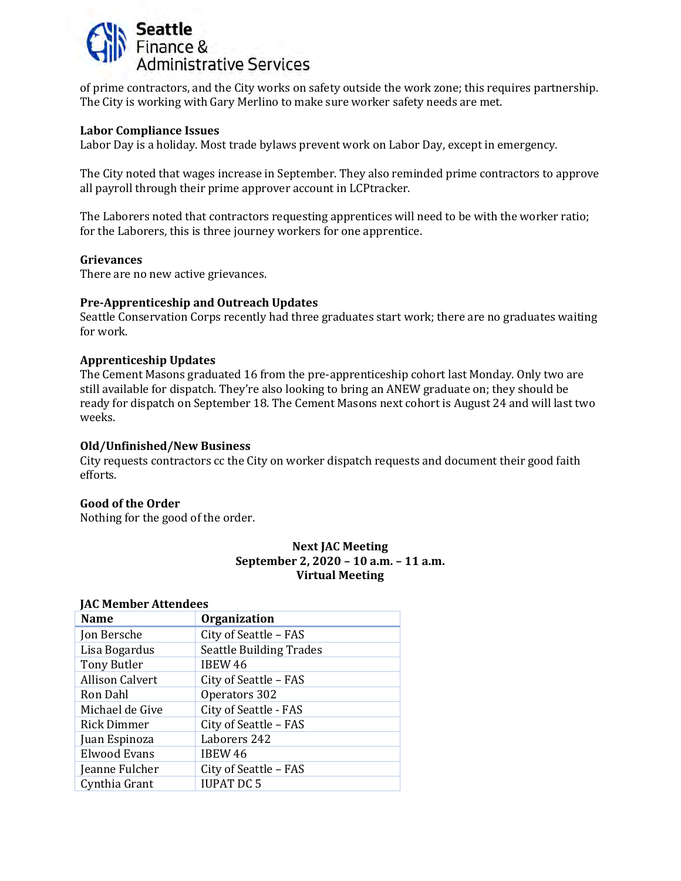of prime contractors, and the City works on safety outside the work zone; this requires partnership. The City is working with Gary Merlino to make sure worker safety needs are met.

**Labor Compliance Issues**
Labor Day is a holiday. Most trade bylaws prevent work on Labor Day, except in emergency.

The City noted that wages increase in September. They also reminded prime contractors to approve all payroll through their prime approver account in LCPtracker.

The Laborers noted that contractors requesting apprentices will need to be with the worker ratio; for the Laborers, this is three journey workers for one apprentice.

**Grievances**
There are no new active grievances.

**Pre-Apprenticeship and Outreach Updates**
Seattle Conservation Corps recently had three graduates start work; there are no graduates waiting for work.

**Apprenticeship Updates**
The Cement Masons graduated 16 from the pre-apprenticeship cohort last Monday. Only two are still available for dispatch. They're also looking to bring an ANEW graduate on; they should be ready for dispatch on September 18. The Cement Masons next cohort is August 24 and will last two weeks.

**Old/Unfinished/New Business**
City requests contractors cc the City on worker dispatch requests and document their good faith efforts.

**Good of the Order**
Nothing for the good of the order.

**Next JAC Meeting**
**September 2, 2020 – 10 a.m. – 11 a.m.**
**Virtual Meeting**

**JAC Member Attendees**

| Name | Organization |
|---|---|
| Jon Bersche | City of Seattle – FAS |
| Lisa Bogardus | Seattle Building Trades |
| Tony Butler | IBEW 46 |
| Allison Calvert | City of Seattle – FAS |
| Ron Dahl | Operators 302 |
| Michael de Give | City of Seattle - FAS |
| Rick Dimmer | City of Seattle – FAS |
| Juan Espinoza | Laborers 242 |
| Elwood Evans | IBEW 46 |
| Jeanne Fulcher | City of Seattle – FAS |
| Cynthia Grant | IUPAT DC 5 |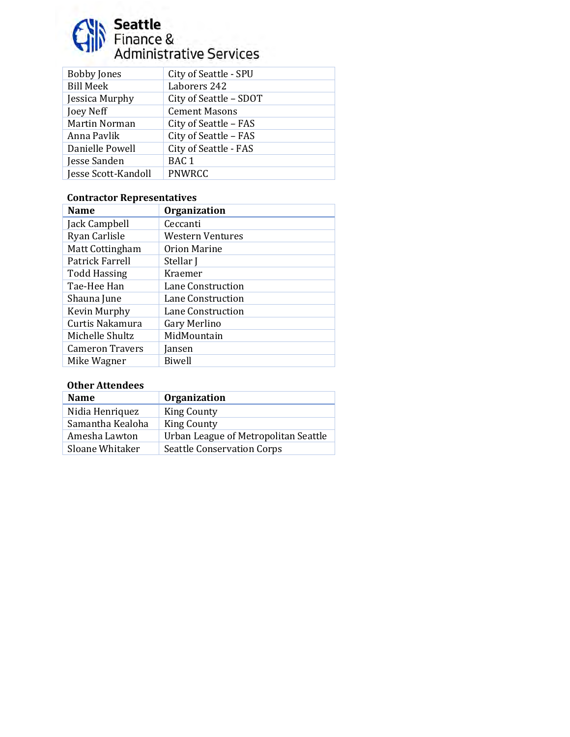| | |
|---|---|
| Bobby Jones | City of Seattle - SPU |
| Bill Meek | Laborers 242 |
| Jessica Murphy | City of Seattle – SDOT |
| Joey Neff | Cement Masons |
| Martin Norman | City of Seattle – FAS |
| Anna Pavlik | City of Seattle – FAS |
| Danielle Powell | City of Seattle - FAS |
| Jesse Sanden | BAC 1 |
| Jesse Scott-Kandoll | PNWRCC |

**Contractor Representatives**

| Name | Organization |
|---|---|
| Jack Campbell | Ceccanti |
| Ryan Carlisle | Western Ventures |
| Matt Cottingham | Orion Marine |
| Patrick Farrell | Stellar J |
| Todd Hassing | Kraemer |
| Tae-Hee Han | Lane Construction |
| Shauna June | Lane Construction |
| Kevin Murphy | Lane Construction |
| Curtis Nakamura | Gary Merlino |
| Michelle Shultz | MidMountain |
| Cameron Travers | Jansen |
| Mike Wagner | Biwell |

**Other Attendees**

| Name | Organization |
|---|---|
| Nidia Henriquez | King County |
| Samantha Kealoha | King County |
| Amesha Lawton | Urban League of Metropolitan Seattle |
| Sloane Whitaker | Seattle Conservation Corps |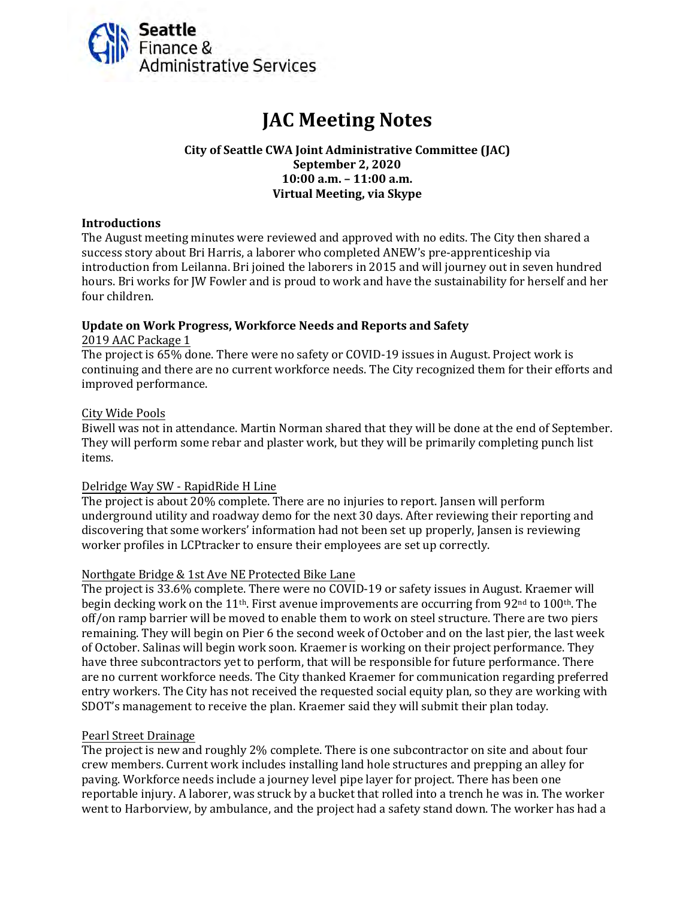# JAC Meeting Notes

**City of Seattle CWA Joint Administrative Committee (JAC)**
**September 2, 2020**
**10:00 a.m. – 11:00 a.m.**
**Virtual Meeting, via Skype**

### Introductions

The August meeting minutes were reviewed and approved with no edits. The City then shared a success story about Bri Harris, a laborer who completed ANEW's pre-apprenticeship via introduction from Leilanna. Bri joined the laborers in 2015 and will journey out in seven hundred hours. Bri works for JW Fowler and is proud to work and have the sustainability for herself and her four children.

### Update on Work Progress, Workforce Needs and Reports and Safety

2019 AAC Package 1

The project is 65% done. There were no safety or COVID-19 issues in August. Project work is continuing and there are no current workforce needs. The City recognized them for their efforts and improved performance.

City Wide Pools

Biwell was not in attendance. Martin Norman shared that they will be done at the end of September. They will perform some rebar and plaster work, but they will be primarily completing punch list items.

Delridge Way SW - RapidRide H Line

The project is about 20% complete. There are no injuries to report. Jansen will perform underground utility and roadway demo for the next 30 days. After reviewing their reporting and discovering that some workers' information had not been set up properly, Jansen is reviewing worker profiles in LCPtracker to ensure their employees are set up correctly.

Northgate Bridge & 1st Ave NE Protected Bike Lane

The project is 33.6% complete. There were no COVID-19 or safety issues in August. Kraemer will begin decking work on the 11th. First avenue improvements are occurring from 92nd to 100th. The off/on ramp barrier will be moved to enable them to work on steel structure. There are two piers remaining. They will begin on Pier 6 the second week of October and on the last pier, the last week of October. Salinas will begin work soon. Kraemer is working on their project performance. They have three subcontractors yet to perform, that will be responsible for future performance. There are no current workforce needs. The City thanked Kraemer for communication regarding preferred entry workers. The City has not received the requested social equity plan, so they are working with SDOT's management to receive the plan. Kraemer said they will submit their plan today.

Pearl Street Drainage

The project is new and roughly 2% complete. There is one subcontractor on site and about four crew members. Current work includes installing land hole structures and prepping an alley for paving. Workforce needs include a journey level pipe layer for project. There has been one reportable injury. A laborer, was struck by a bucket that rolled into a trench he was in. The worker went to Harborview, by ambulance, and the project had a safety stand down. The worker has had a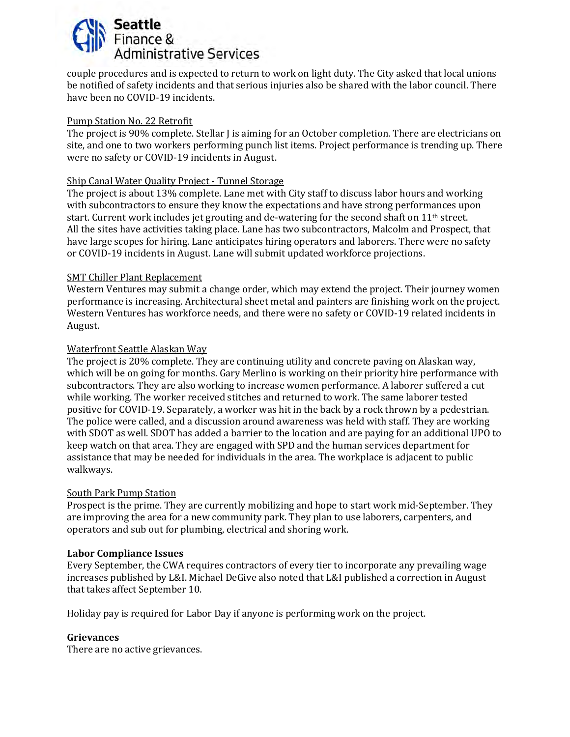couple procedures and is expected to return to work on light duty. The City asked that local unions be notified of safety incidents and that serious injuries also be shared with the labor council. There have been no COVID-19 incidents.

Pump Station No. 22 Retrofit

The project is 90% complete. Stellar J is aiming for an October completion. There are electricians on site, and one to two workers performing punch list items. Project performance is trending up. There were no safety or COVID-19 incidents in August.

Ship Canal Water Quality Project - Tunnel Storage

The project is about 13% complete. Lane met with City staff to discuss labor hours and working with subcontractors to ensure they know the expectations and have strong performances upon start. Current work includes jet grouting and de-watering for the second shaft on 11th street. All the sites have activities taking place. Lane has two subcontractors, Malcolm and Prospect, that have large scopes for hiring. Lane anticipates hiring operators and laborers. There were no safety or COVID-19 incidents in August. Lane will submit updated workforce projections.

SMT Chiller Plant Replacement

Western Ventures may submit a change order, which may extend the project. Their journey women performance is increasing. Architectural sheet metal and painters are finishing work on the project. Western Ventures has workforce needs, and there were no safety or COVID-19 related incidents in August.

Waterfront Seattle Alaskan Way

The project is 20% complete. They are continuing utility and concrete paving on Alaskan way, which will be on going for months. Gary Merlino is working on their priority hire performance with subcontractors. They are also working to increase women performance. A laborer suffered a cut while working. The worker received stitches and returned to work. The same laborer tested positive for COVID-19. Separately, a worker was hit in the back by a rock thrown by a pedestrian. The police were called, and a discussion around awareness was held with staff. They are working with SDOT as well. SDOT has added a barrier to the location and are paying for an additional UPO to keep watch on that area. They are engaged with SPD and the human services department for assistance that may be needed for individuals in the area. The workplace is adjacent to public walkways.

South Park Pump Station

Prospect is the prime. They are currently mobilizing and hope to start work mid-September. They are improving the area for a new community park. They plan to use laborers, carpenters, and operators and sub out for plumbing, electrical and shoring work.

**Labor Compliance Issues**

Every September, the CWA requires contractors of every tier to incorporate any prevailing wage increases published by L&I. Michael DeGive also noted that L&I published a correction in August that takes affect September 10.

Holiday pay is required for Labor Day if anyone is performing work on the project.

**Grievances**

There are no active grievances.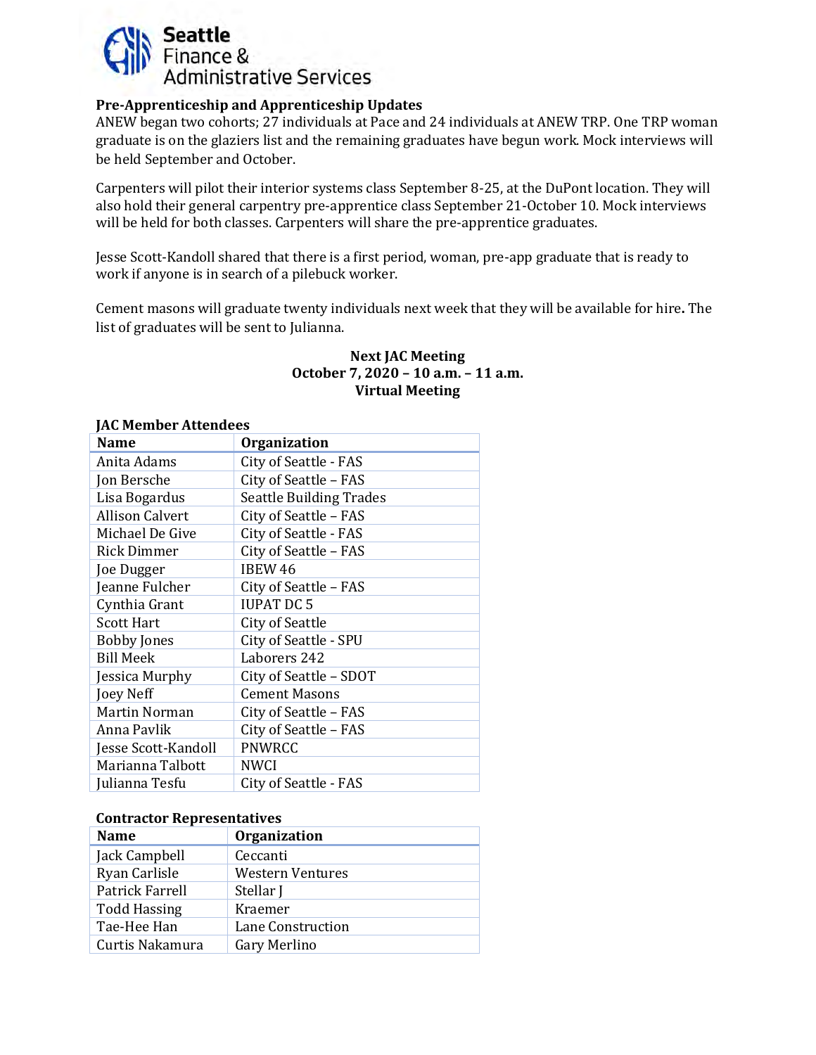Seattle Finance & Administrative Services

**Pre-Apprenticeship and Apprenticeship Updates**

ANEW began two cohorts; 27 individuals at Pace and 24 individuals at ANEW TRP. One TRP woman graduate is on the glaziers list and the remaining graduates have begun work. Mock interviews will be held September and October.

Carpenters will pilot their interior systems class September 8-25, at the DuPont location. They will also hold their general carpentry pre-apprentice class September 21-October 10. Mock interviews will be held for both classes. Carpenters will share the pre-apprentice graduates.

Jesse Scott-Kandoll shared that there is a first period, woman, pre-app graduate that is ready to work if anyone is in search of a pilebuck worker.

Cement masons will graduate twenty individuals next week that they will be available for hire**.** The list of graduates will be sent to Julianna.

**Next JAC Meeting**
**October 7, 2020 – 10 a.m. – 11 a.m.**
**Virtual Meeting**

**JAC Member Attendees**

| Name | Organization |
|---|---|
| Anita Adams | City of Seattle - FAS |
| Jon Bersche | City of Seattle – FAS |
| Lisa Bogardus | Seattle Building Trades |
| Allison Calvert | City of Seattle – FAS |
| Michael De Give | City of Seattle - FAS |
| Rick Dimmer | City of Seattle – FAS |
| Joe Dugger | IBEW 46 |
| Jeanne Fulcher | City of Seattle – FAS |
| Cynthia Grant | IUPAT DC 5 |
| Scott Hart | City of Seattle |
| Bobby Jones | City of Seattle - SPU |
| Bill Meek | Laborers 242 |
| Jessica Murphy | City of Seattle – SDOT |
| Joey Neff | Cement Masons |
| Martin Norman | City of Seattle – FAS |
| Anna Pavlik | City of Seattle – FAS |
| Jesse Scott-Kandoll | PNWRCC |
| Marianna Talbott | NWCI |
| Julianna Tesfu | City of Seattle - FAS |

**Contractor Representatives**

| Name | Organization |
|---|---|
| Jack Campbell | Ceccanti |
| Ryan Carlisle | Western Ventures |
| Patrick Farrell | Stellar J |
| Todd Hassing | Kraemer |
| Tae-Hee Han | Lane Construction |
| Curtis Nakamura | Gary Merlino |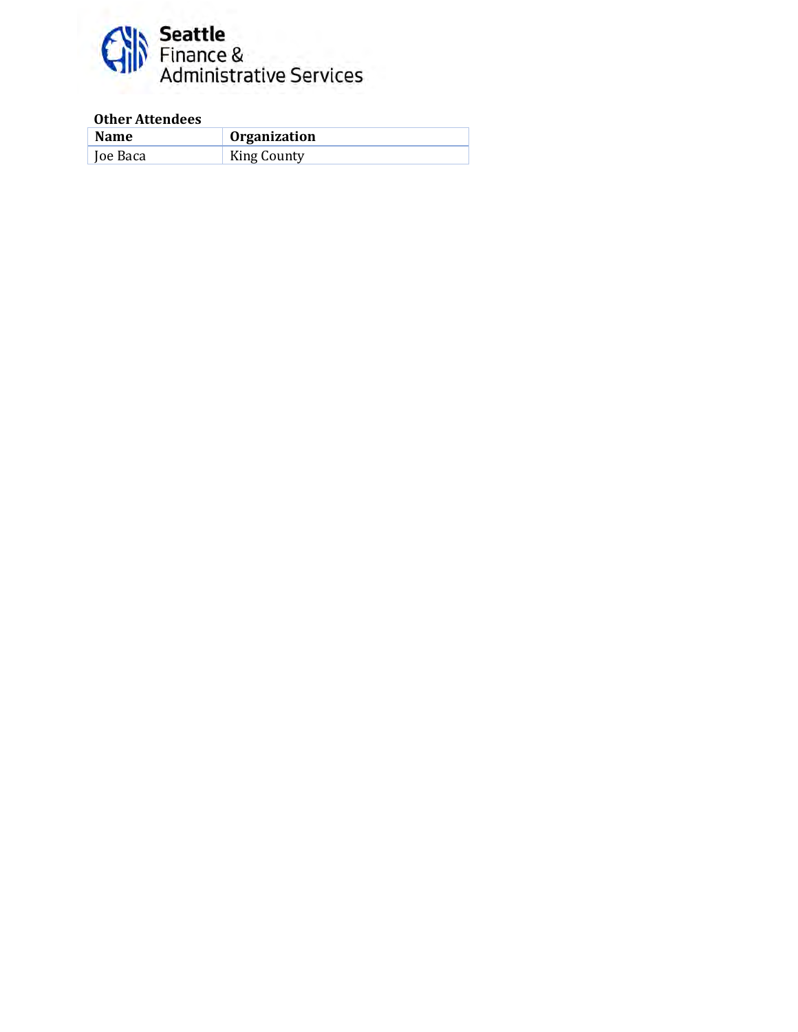Seattle Finance & Administrative Services

**Other Attendees**

| Name | Organization |
| --- | --- |
| Joe Baca | King County |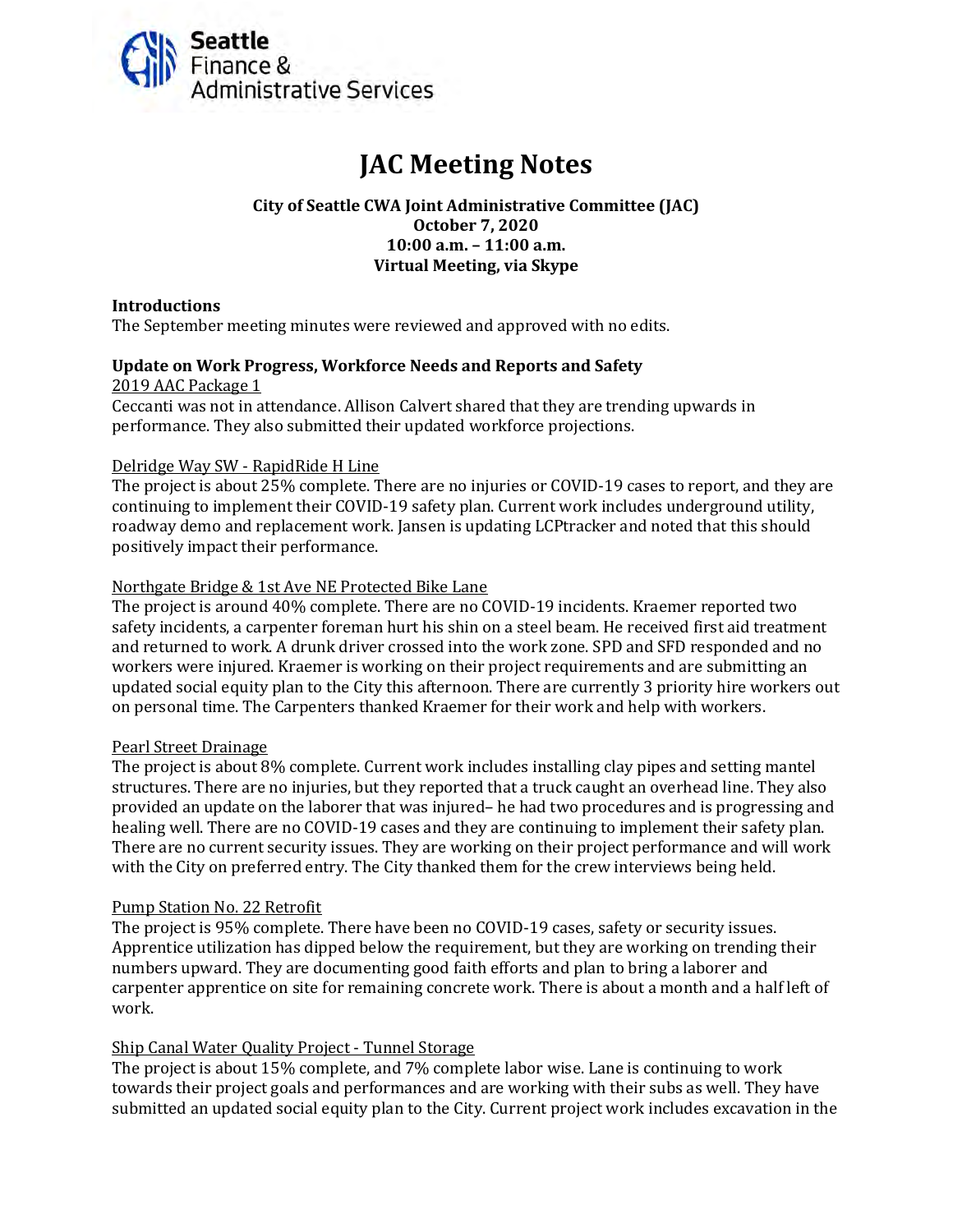Seattle Finance & Administrative Services

# JAC Meeting Notes

**City of Seattle CWA Joint Administrative Committee (JAC)**
**October 7, 2020**
**10:00 a.m. – 11:00 a.m.**
**Virtual Meeting, via Skype**

**Introductions**
The September meeting minutes were reviewed and approved with no edits.

**Update on Work Progress, Workforce Needs and Reports and Safety**

2019 AAC Package 1
Ceccanti was not in attendance. Allison Calvert shared that they are trending upwards in performance. They also submitted their updated workforce projections.

Delridge Way SW - RapidRide H Line
The project is about 25% complete. There are no injuries or COVID-19 cases to report, and they are continuing to implement their COVID-19 safety plan. Current work includes underground utility, roadway demo and replacement work. Jansen is updating LCPtracker and noted that this should positively impact their performance.

Northgate Bridge & 1st Ave NE Protected Bike Lane
The project is around 40% complete. There are no COVID-19 incidents. Kraemer reported two safety incidents, a carpenter foreman hurt his shin on a steel beam. He received first aid treatment and returned to work. A drunk driver crossed into the work zone. SPD and SFD responded and no workers were injured. Kraemer is working on their project requirements and are submitting an updated social equity plan to the City this afternoon. There are currently 3 priority hire workers out on personal time. The Carpenters thanked Kraemer for their work and help with workers.

Pearl Street Drainage
The project is about 8% complete. Current work includes installing clay pipes and setting mantel structures. There are no injuries, but they reported that a truck caught an overhead line. They also provided an update on the laborer that was injured– he had two procedures and is progressing and healing well. There are no COVID-19 cases and they are continuing to implement their safety plan. There are no current security issues. They are working on their project performance and will work with the City on preferred entry. The City thanked them for the crew interviews being held.

Pump Station No. 22 Retrofit
The project is 95% complete. There have been no COVID-19 cases, safety or security issues. Apprentice utilization has dipped below the requirement, but they are working on trending their numbers upward. They are documenting good faith efforts and plan to bring a laborer and carpenter apprentice on site for remaining concrete work. There is about a month and a half left of work.

Ship Canal Water Quality Project - Tunnel Storage
The project is about 15% complete, and 7% complete labor wise. Lane is continuing to work towards their project goals and performances and are working with their subs as well. They have submitted an updated social equity plan to the City. Current project work includes excavation in the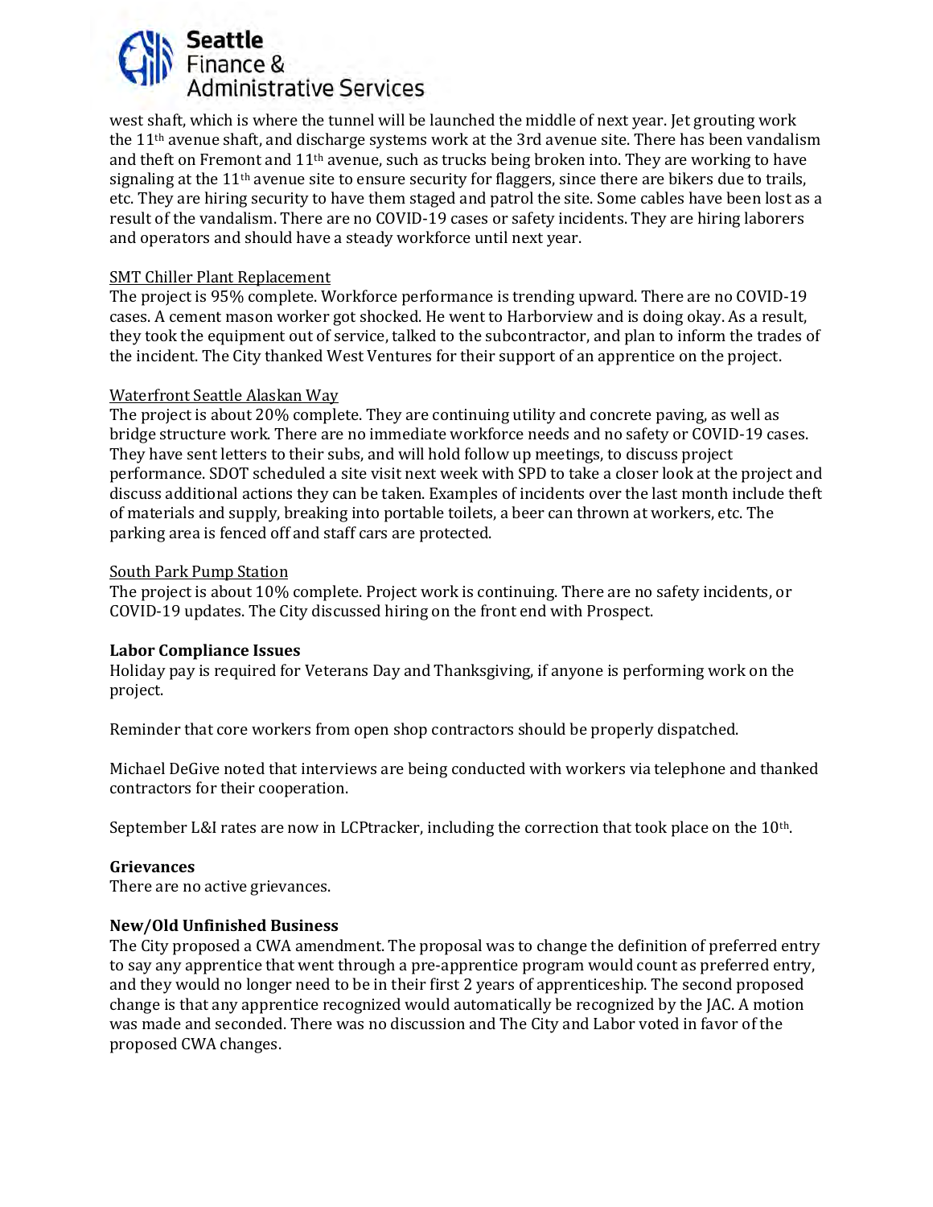west shaft, which is where the tunnel will be launched the middle of next year. Jet grouting work the 11th avenue shaft, and discharge systems work at the 3rd avenue site. There has been vandalism and theft on Fremont and 11th avenue, such as trucks being broken into. They are working to have signaling at the 11th avenue site to ensure security for flaggers, since there are bikers due to trails, etc. They are hiring security to have them staged and patrol the site. Some cables have been lost as a result of the vandalism. There are no COVID-19 cases or safety incidents. They are hiring laborers and operators and should have a steady workforce until next year.

SMT Chiller Plant Replacement

The project is 95% complete. Workforce performance is trending upward. There are no COVID-19 cases. A cement mason worker got shocked. He went to Harborview and is doing okay. As a result, they took the equipment out of service, talked to the subcontractor, and plan to inform the trades of the incident. The City thanked West Ventures for their support of an apprentice on the project.

Waterfront Seattle Alaskan Way

The project is about 20% complete. They are continuing utility and concrete paving, as well as bridge structure work. There are no immediate workforce needs and no safety or COVID-19 cases. They have sent letters to their subs, and will hold follow up meetings, to discuss project performance. SDOT scheduled a site visit next week with SPD to take a closer look at the project and discuss additional actions they can be taken. Examples of incidents over the last month include theft of materials and supply, breaking into portable toilets, a beer can thrown at workers, etc. The parking area is fenced off and staff cars are protected.

South Park Pump Station

The project is about 10% complete. Project work is continuing. There are no safety incidents, or COVID-19 updates. The City discussed hiring on the front end with Prospect.

**Labor Compliance Issues**

Holiday pay is required for Veterans Day and Thanksgiving, if anyone is performing work on the project.

Reminder that core workers from open shop contractors should be properly dispatched.

Michael DeGive noted that interviews are being conducted with workers via telephone and thanked contractors for their cooperation.

September L&I rates are now in LCPtracker, including the correction that took place on the 10th.

**Grievances**

There are no active grievances.

**New/Old Unfinished Business**

The City proposed a CWA amendment. The proposal was to change the definition of preferred entry to say any apprentice that went through a pre-apprentice program would count as preferred entry, and they would no longer need to be in their first 2 years of apprenticeship. The second proposed change is that any apprentice recognized would automatically be recognized by the JAC. A motion was made and seconded. There was no discussion and The City and Labor voted in favor of the proposed CWA changes.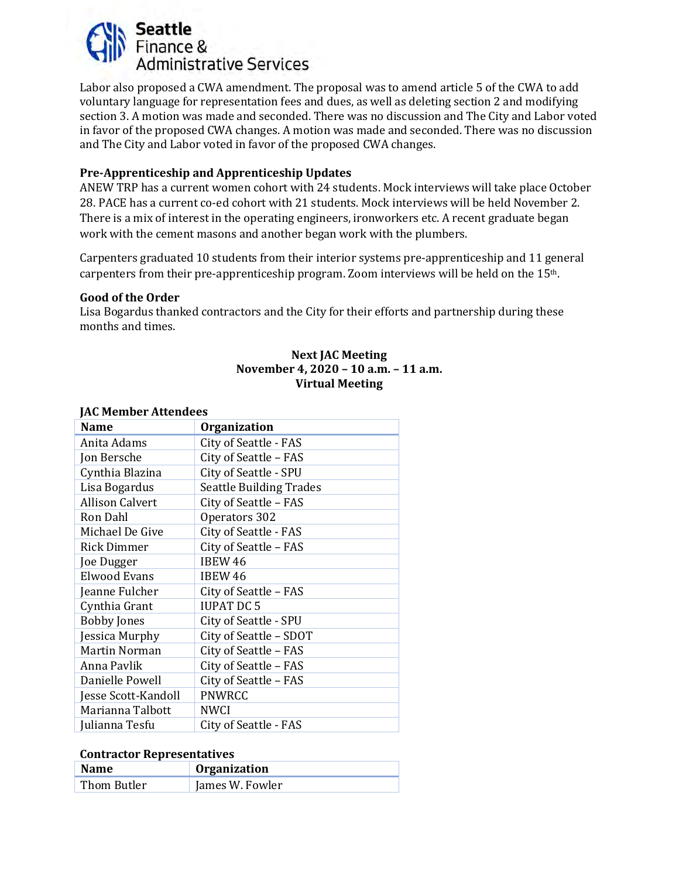Labor also proposed a CWA amendment. The proposal was to amend article 5 of the CWA to add voluntary language for representation fees and dues, as well as deleting section 2 and modifying section 3. A motion was made and seconded. There was no discussion and The City and Labor voted in favor of the proposed CWA changes. A motion was made and seconded. There was no discussion and The City and Labor voted in favor of the proposed CWA changes.

**Pre-Apprenticeship and Apprenticeship Updates**

ANEW TRP has a current women cohort with 24 students. Mock interviews will take place October 28. PACE has a current co-ed cohort with 21 students. Mock interviews will be held November 2. There is a mix of interest in the operating engineers, ironworkers etc. A recent graduate began work with the cement masons and another began work with the plumbers.

Carpenters graduated 10 students from their interior systems pre-apprenticeship and 11 general carpenters from their pre-apprenticeship program. Zoom interviews will be held on the 15th.

**Good of the Order**

Lisa Bogardus thanked contractors and the City for their efforts and partnership during these months and times.

**Next JAC Meeting**
**November 4, 2020 – 10 a.m. – 11 a.m.**
**Virtual Meeting**

**JAC Member Attendees**

| Name | Organization |
|---|---|
| Anita Adams | City of Seattle - FAS |
| Jon Bersche | City of Seattle – FAS |
| Cynthia Blazina | City of Seattle - SPU |
| Lisa Bogardus | Seattle Building Trades |
| Allison Calvert | City of Seattle – FAS |
| Ron Dahl | Operators 302 |
| Michael De Give | City of Seattle - FAS |
| Rick Dimmer | City of Seattle – FAS |
| Joe Dugger | IBEW 46 |
| Elwood Evans | IBEW 46 |
| Jeanne Fulcher | City of Seattle – FAS |
| Cynthia Grant | IUPAT DC 5 |
| Bobby Jones | City of Seattle - SPU |
| Jessica Murphy | City of Seattle – SDOT |
| Martin Norman | City of Seattle – FAS |
| Anna Pavlik | City of Seattle – FAS |
| Danielle Powell | City of Seattle – FAS |
| Jesse Scott-Kandoll | PNWRCC |
| Marianna Talbott | NWCI |
| Julianna Tesfu | City of Seattle - FAS |

**Contractor Representatives**

| Name | Organization |
|---|---|
| Thom Butler | James W. Fowler |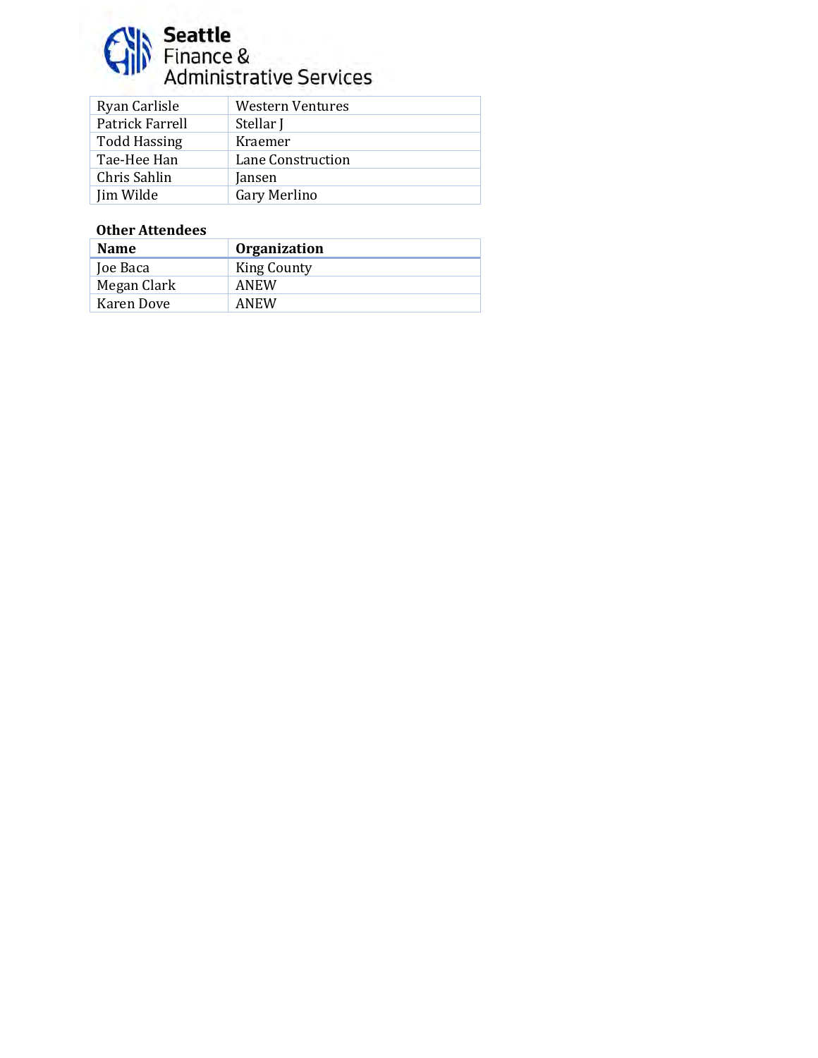| | |
|---|---|
| Ryan Carlisle | Western Ventures |
| Patrick Farrell | Stellar J |
| Todd Hassing | Kraemer |
| Tae-Hee Han | Lane Construction |
| Chris Sahlin | Jansen |
| Jim Wilde | Gary Merlino |

**Other Attendees**

| Name | Organization |
|---|---|
| Joe Baca | King County |
| Megan Clark | ANEW |
| Karen Dove | ANEW |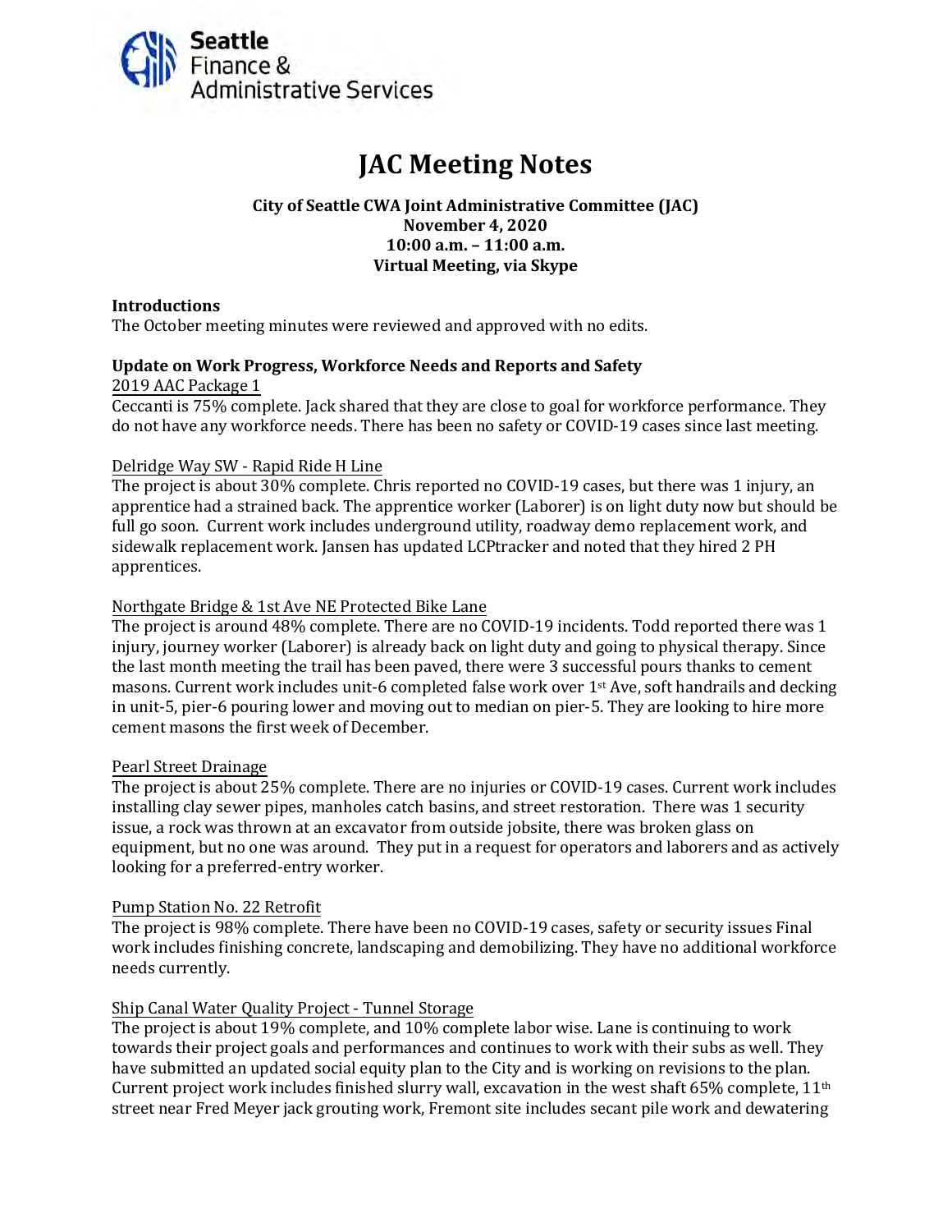Seattle Finance & Administrative Services

# JAC Meeting Notes

**City of Seattle CWA Joint Administrative Committee (JAC)**
**November 4, 2020**
**10:00 a.m. – 11:00 a.m.**
**Virtual Meeting, via Skype**

**Introductions**
The October meeting minutes were reviewed and approved with no edits.

**Update on Work Progress, Workforce Needs and Reports and Safety**

2019 AAC Package 1
Ceccanti is 75% complete. Jack shared that they are close to goal for workforce performance. They do not have any workforce needs. There has been no safety or COVID-19 cases since last meeting.

Delridge Way SW - Rapid Ride H Line
The project is about 30% complete. Chris reported no COVID-19 cases, but there was 1 injury, an apprentice had a strained back. The apprentice worker (Laborer) is on light duty now but should be full go soon. Current work includes underground utility, roadway demo replacement work, and sidewalk replacement work. Jansen has updated LCPtracker and noted that they hired 2 PH apprentices.

Northgate Bridge & 1st Ave NE Protected Bike Lane
The project is around 48% complete. There are no COVID-19 incidents. Todd reported there was 1 injury, journey worker (Laborer) is already back on light duty and going to physical therapy. Since the last month meeting the trail has been paved, there were 3 successful pours thanks to cement masons. Current work includes unit-6 completed false work over 1st Ave, soft handrails and decking in unit-5, pier-6 pouring lower and moving out to median on pier-5. They are looking to hire more cement masons the first week of December.

Pearl Street Drainage
The project is about 25% complete. There are no injuries or COVID-19 cases. Current work includes installing clay sewer pipes, manholes catch basins, and street restoration. There was 1 security issue, a rock was thrown at an excavator from outside jobsite, there was broken glass on equipment, but no one was around. They put in a request for operators and laborers and as actively looking for a preferred-entry worker.

Pump Station No. 22 Retrofit
The project is 98% complete. There have been no COVID-19 cases, safety or security issues Final work includes finishing concrete, landscaping and demobilizing. They have no additional workforce needs currently.

Ship Canal Water Quality Project - Tunnel Storage
The project is about 19% complete, and 10% complete labor wise. Lane is continuing to work towards their project goals and performances and continues to work with their subs as well. They have submitted an updated social equity plan to the City and is working on revisions to the plan. Current project work includes finished slurry wall, excavation in the west shaft 65% complete, 11th street near Fred Meyer jack grouting work, Fremont site includes secant pile work and dewatering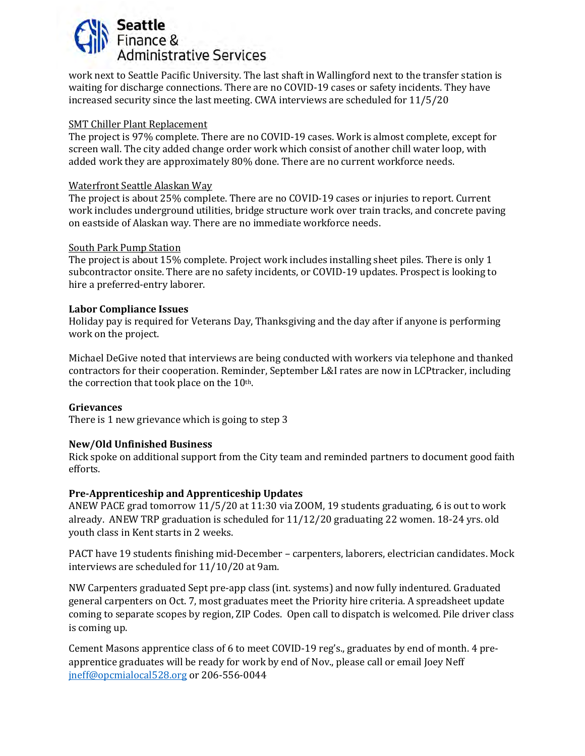work next to Seattle Pacific University. The last shaft in Wallingford next to the transfer station is waiting for discharge connections. There are no COVID-19 cases or safety incidents. They have increased security since the last meeting. CWA interviews are scheduled for 11/5/20

SMT Chiller Plant Replacement

The project is 97% complete. There are no COVID-19 cases. Work is almost complete, except for screen wall. The city added change order work which consist of another chill water loop, with added work they are approximately 80% done. There are no current workforce needs.

Waterfront Seattle Alaskan Way

The project is about 25% complete. There are no COVID-19 cases or injuries to report. Current work includes underground utilities, bridge structure work over train tracks, and concrete paving on eastside of Alaskan way. There are no immediate workforce needs.

South Park Pump Station

The project is about 15% complete. Project work includes installing sheet piles. There is only 1 subcontractor onsite. There are no safety incidents, or COVID-19 updates. Prospect is looking to hire a preferred-entry laborer.

**Labor Compliance Issues**

Holiday pay is required for Veterans Day, Thanksgiving and the day after if anyone is performing work on the project.

Michael DeGive noted that interviews are being conducted with workers via telephone and thanked contractors for their cooperation. Reminder, September L&I rates are now in LCPtracker, including the correction that took place on the 10th.

**Grievances**

There is 1 new grievance which is going to step 3

**New/Old Unfinished Business**

Rick spoke on additional support from the City team and reminded partners to document good faith efforts.

**Pre-Apprenticeship and Apprenticeship Updates**

ANEW PACE grad tomorrow 11/5/20 at 11:30 via ZOOM, 19 students graduating, 6 is out to work already. ANEW TRP graduation is scheduled for 11/12/20 graduating 22 women. 18-24 yrs. old youth class in Kent starts in 2 weeks.

PACT have 19 students finishing mid-December – carpenters, laborers, electrician candidates. Mock interviews are scheduled for 11/10/20 at 9am.

NW Carpenters graduated Sept pre-app class (int. systems) and now fully indentured. Graduated general carpenters on Oct. 7, most graduates meet the Priority hire criteria. A spreadsheet update coming to separate scopes by region, ZIP Codes. Open call to dispatch is welcomed. Pile driver class is coming up.

Cement Masons apprentice class of 6 to meet COVID-19 reg's., graduates by end of month. 4 pre-apprentice graduates will be ready for work by end of Nov., please call or email Joey Neff jneff@opcmialocal528.org or 206-556-0044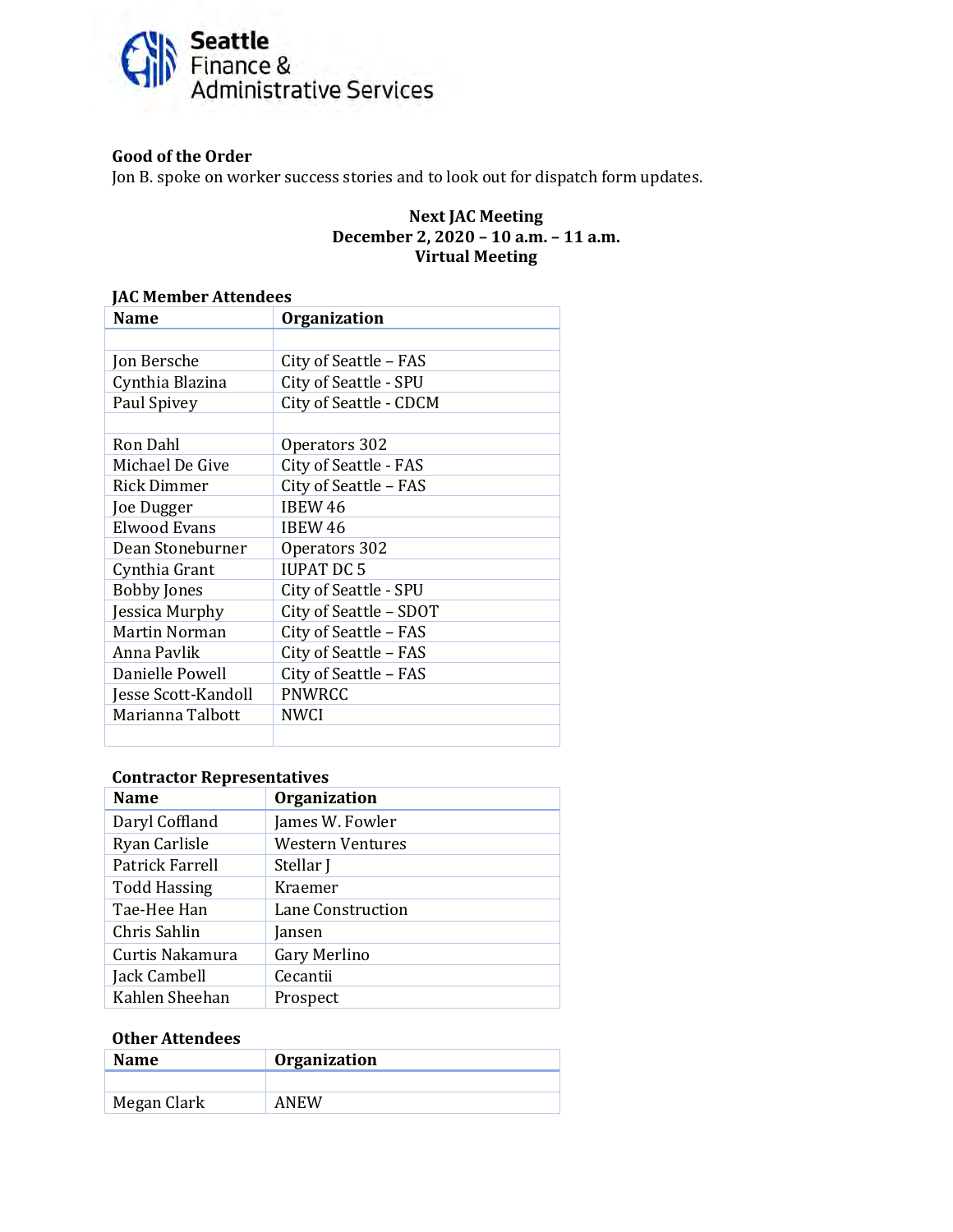Seattle Finance & Administrative Services

**Good of the Order**

Jon B. spoke on worker success stories and to look out for dispatch form updates.

**Next JAC Meeting**
**December 2, 2020 – 10 a.m. – 11 a.m.**
**Virtual Meeting**

**JAC Member Attendees**

| Name | Organization |
|---|---|
| | |
| Jon Bersche | City of Seattle – FAS |
| Cynthia Blazina | City of Seattle - SPU |
| Paul Spivey | City of Seattle - CDCM |
| | |
| Ron Dahl | Operators 302 |
| Michael De Give | City of Seattle - FAS |
| Rick Dimmer | City of Seattle – FAS |
| Joe Dugger | IBEW 46 |
| Elwood Evans | IBEW 46 |
| Dean Stoneburner | Operators 302 |
| Cynthia Grant | IUPAT DC 5 |
| Bobby Jones | City of Seattle - SPU |
| Jessica Murphy | City of Seattle – SDOT |
| Martin Norman | City of Seattle – FAS |
| Anna Pavlik | City of Seattle – FAS |
| Danielle Powell | City of Seattle – FAS |
| Jesse Scott-Kandoll | PNWRCC |
| Marianna Talbott | NWCI |
| | |

**Contractor Representatives**

| Name | Organization |
|---|---|
| Daryl Coffland | James W. Fowler |
| Ryan Carlisle | Western Ventures |
| Patrick Farrell | Stellar J |
| Todd Hassing | Kraemer |
| Tae-Hee Han | Lane Construction |
| Chris Sahlin | Jansen |
| Curtis Nakamura | Gary Merlino |
| Jack Cambell | Cecantii |
| Kahlen Sheehan | Prospect |

**Other Attendees**

| Name | Organization |
|---|---|
| | |
| Megan Clark | ANEW |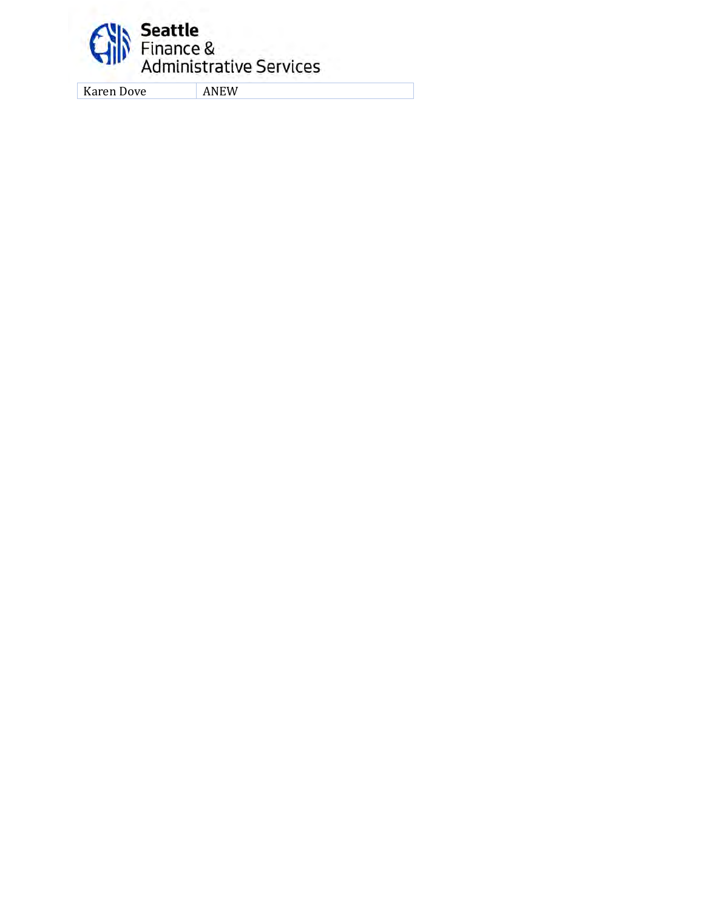| Karen Dove | ANEW |
| --- | --- |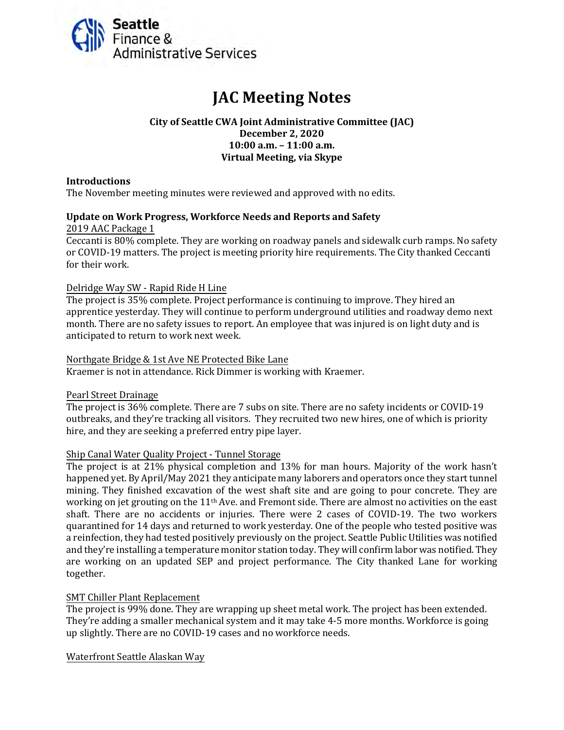Seattle Finance & Administrative Services

# JAC Meeting Notes

**City of Seattle CWA Joint Administrative Committee (JAC)**
**December 2, 2020**
**10:00 a.m. – 11:00 a.m.**
**Virtual Meeting, via Skype**

**Introductions**

The November meeting minutes were reviewed and approved with no edits.

**Update on Work Progress, Workforce Needs and Reports and Safety**

2019 AAC Package 1

Ceccanti is 80% complete. They are working on roadway panels and sidewalk curb ramps. No safety or COVID-19 matters. The project is meeting priority hire requirements. The City thanked Ceccanti for their work.

Delridge Way SW - Rapid Ride H Line

The project is 35% complete. Project performance is continuing to improve. They hired an apprentice yesterday. They will continue to perform underground utilities and roadway demo next month. There are no safety issues to report. An employee that was injured is on light duty and is anticipated to return to work next week.

Northgate Bridge & 1st Ave NE Protected Bike Lane

Kraemer is not in attendance. Rick Dimmer is working with Kraemer.

Pearl Street Drainage

The project is 36% complete. There are 7 subs on site. There are no safety incidents or COVID-19 outbreaks, and they're tracking all visitors. They recruited two new hires, one of which is priority hire, and they are seeking a preferred entry pipe layer.

Ship Canal Water Quality Project - Tunnel Storage

The project is at 21% physical completion and 13% for man hours. Majority of the work hasn't happened yet. By April/May 2021 they anticipate many laborers and operators once they start tunnel mining. They finished excavation of the west shaft site and are going to pour concrete. They are working on jet grouting on the 11th Ave. and Fremont side. There are almost no activities on the east shaft. There are no accidents or injuries. There were 2 cases of COVID-19. The two workers quarantined for 14 days and returned to work yesterday. One of the people who tested positive was a reinfection, they had tested positively previously on the project. Seattle Public Utilities was notified and they're installing a temperature monitor station today. They will confirm labor was notified. They are working on an updated SEP and project performance. The City thanked Lane for working together.

SMT Chiller Plant Replacement

The project is 99% done. They are wrapping up sheet metal work. The project has been extended. They're adding a smaller mechanical system and it may take 4-5 more months. Workforce is going up slightly. There are no COVID-19 cases and no workforce needs.

Waterfront Seattle Alaskan Way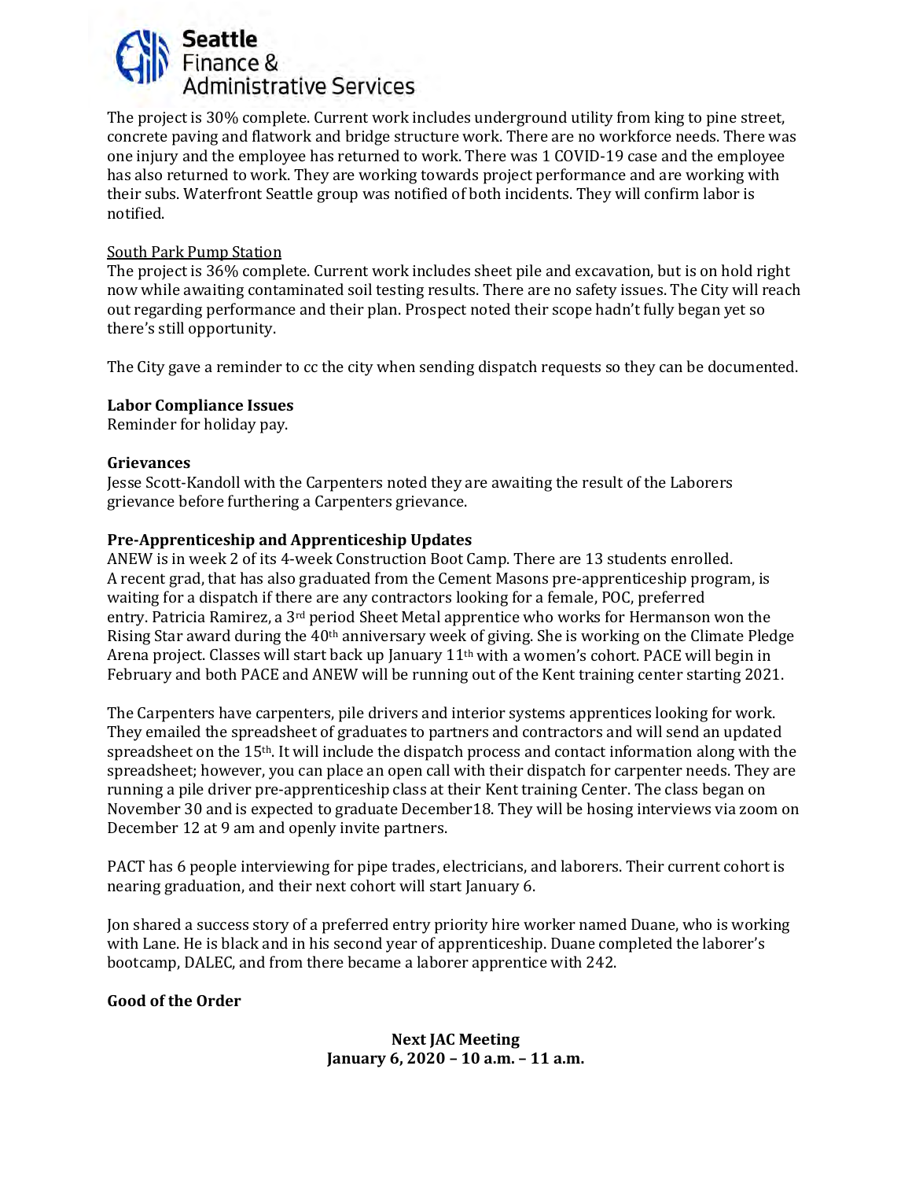The project is 30% complete. Current work includes underground utility from king to pine street, concrete paving and flatwork and bridge structure work. There are no workforce needs. There was one injury and the employee has returned to work. There was 1 COVID-19 case and the employee has also returned to work. They are working towards project performance and are working with their subs. Waterfront Seattle group was notified of both incidents. They will confirm labor is notified.

South Park Pump Station

The project is 36% complete. Current work includes sheet pile and excavation, but is on hold right now while awaiting contaminated soil testing results. There are no safety issues. The City will reach out regarding performance and their plan. Prospect noted their scope hadn't fully began yet so there's still opportunity.

The City gave a reminder to cc the city when sending dispatch requests so they can be documented.

**Labor Compliance Issues**

Reminder for holiday pay.

**Grievances**

Jesse Scott-Kandoll with the Carpenters noted they are awaiting the result of the Laborers grievance before furthering a Carpenters grievance.

**Pre-Apprenticeship and Apprenticeship Updates**

ANEW is in week 2 of its 4-week Construction Boot Camp. There are 13 students enrolled. A recent grad, that has also graduated from the Cement Masons pre-apprenticeship program, is waiting for a dispatch if there are any contractors looking for a female, POC, preferred entry. Patricia Ramirez, a 3rd period Sheet Metal apprentice who works for Hermanson won the Rising Star award during the 40th anniversary week of giving. She is working on the Climate Pledge Arena project. Classes will start back up January 11th with a women's cohort. PACE will begin in February and both PACE and ANEW will be running out of the Kent training center starting 2021.

The Carpenters have carpenters, pile drivers and interior systems apprentices looking for work. They emailed the spreadsheet of graduates to partners and contractors and will send an updated spreadsheet on the 15th. It will include the dispatch process and contact information along with the spreadsheet; however, you can place an open call with their dispatch for carpenter needs. They are running a pile driver pre-apprenticeship class at their Kent training Center. The class began on November 30 and is expected to graduate December18. They will be hosing interviews via zoom on December 12 at 9 am and openly invite partners.

PACT has 6 people interviewing for pipe trades, electricians, and laborers. Their current cohort is nearing graduation, and their next cohort will start January 6.

Jon shared a success story of a preferred entry priority hire worker named Duane, who is working with Lane. He is black and in his second year of apprenticeship. Duane completed the laborer's bootcamp, DALEC, and from there became a laborer apprentice with 242.

**Good of the Order**

**Next JAC Meeting**
**January 6, 2020 – 10 a.m. – 11 a.m.**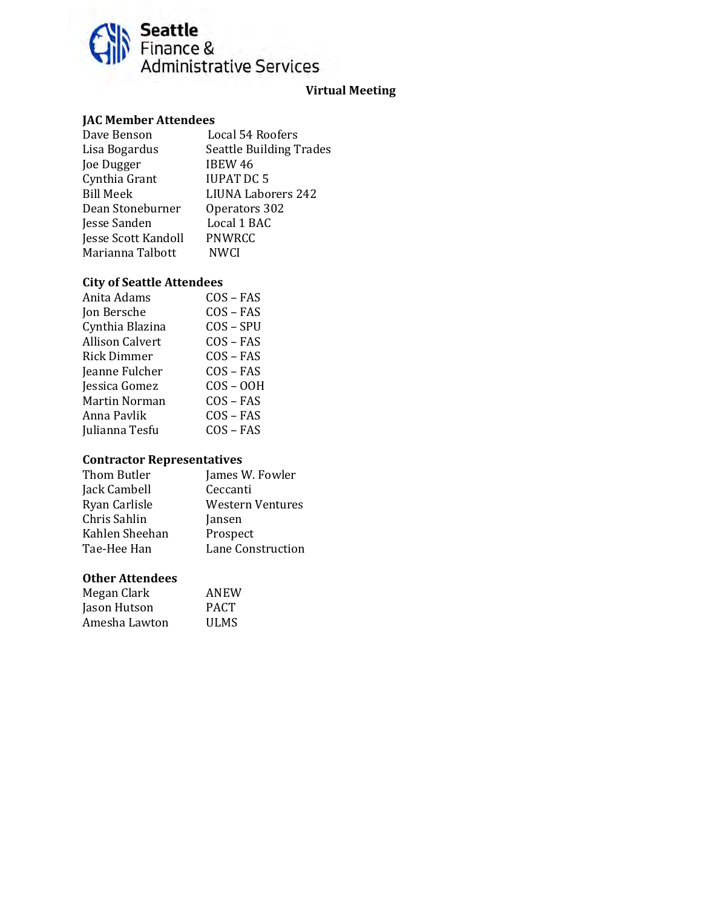Seattle Finance & Administrative Services

**Virtual Meeting**

### JAC Member Attendees

| | |
|---|---|
| Dave Benson | Local 54 Roofers |
| Lisa Bogardus | Seattle Building Trades |
| Joe Dugger | IBEW 46 |
| Cynthia Grant | IUPAT DC 5 |
| Bill Meek | LIUNA Laborers 242 |
| Dean Stoneburner | Operators 302 |
| Jesse Sanden | Local 1 BAC |
| Jesse Scott Kandoll | PNWRCC |
| Marianna Talbott | NWCI |

### City of Seattle Attendees

| | |
|---|---|
| Anita Adams | COS – FAS |
| Jon Bersche | COS – FAS |
| Cynthia Blazina | COS – SPU |
| Allison Calvert | COS – FAS |
| Rick Dimmer | COS – FAS |
| Jeanne Fulcher | COS – FAS |
| Jessica Gomez | COS – OOH |
| Martin Norman | COS – FAS |
| Anna Pavlik | COS – FAS |
| Julianna Tesfu | COS – FAS |

### Contractor Representatives

| | |
|---|---|
| Thom Butler | James W. Fowler |
| Jack Cambell | Ceccanti |
| Ryan Carlisle | Western Ventures |
| Chris Sahlin | Jansen |
| Kahlen Sheehan | Prospect |
| Tae-Hee Han | Lane Construction |

### Other Attendees

| | |
|---|---|
| Megan Clark | ANEW |
| Jason Hutson | PACT |
| Amesha Lawton | ULMS |